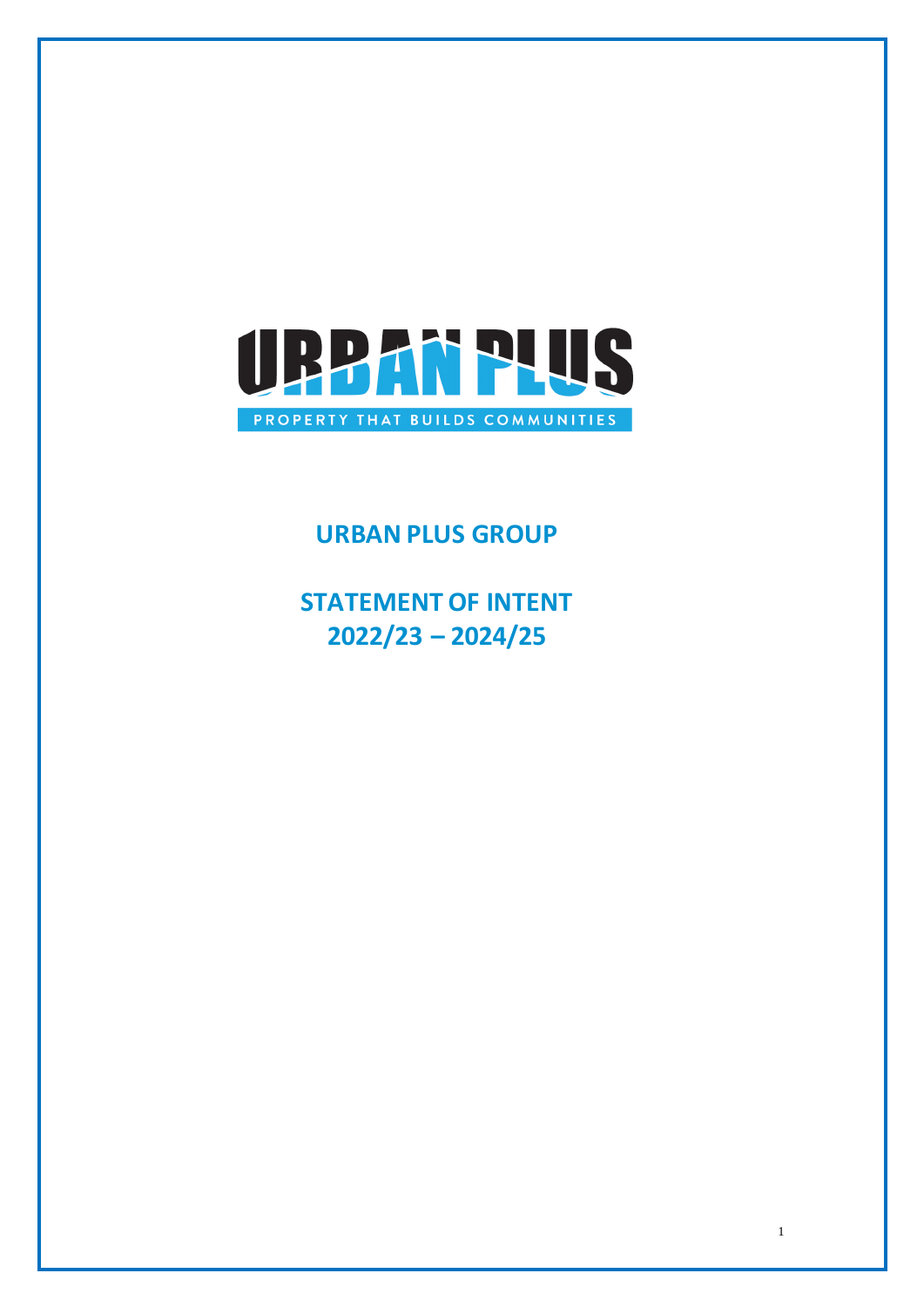URBAN PLUS

PROPERTY THAT BUILDS COMMUNITIES

# URBAN PLUS GROUP

# STATEMENT OF INTENT 2022/23 – 2024/25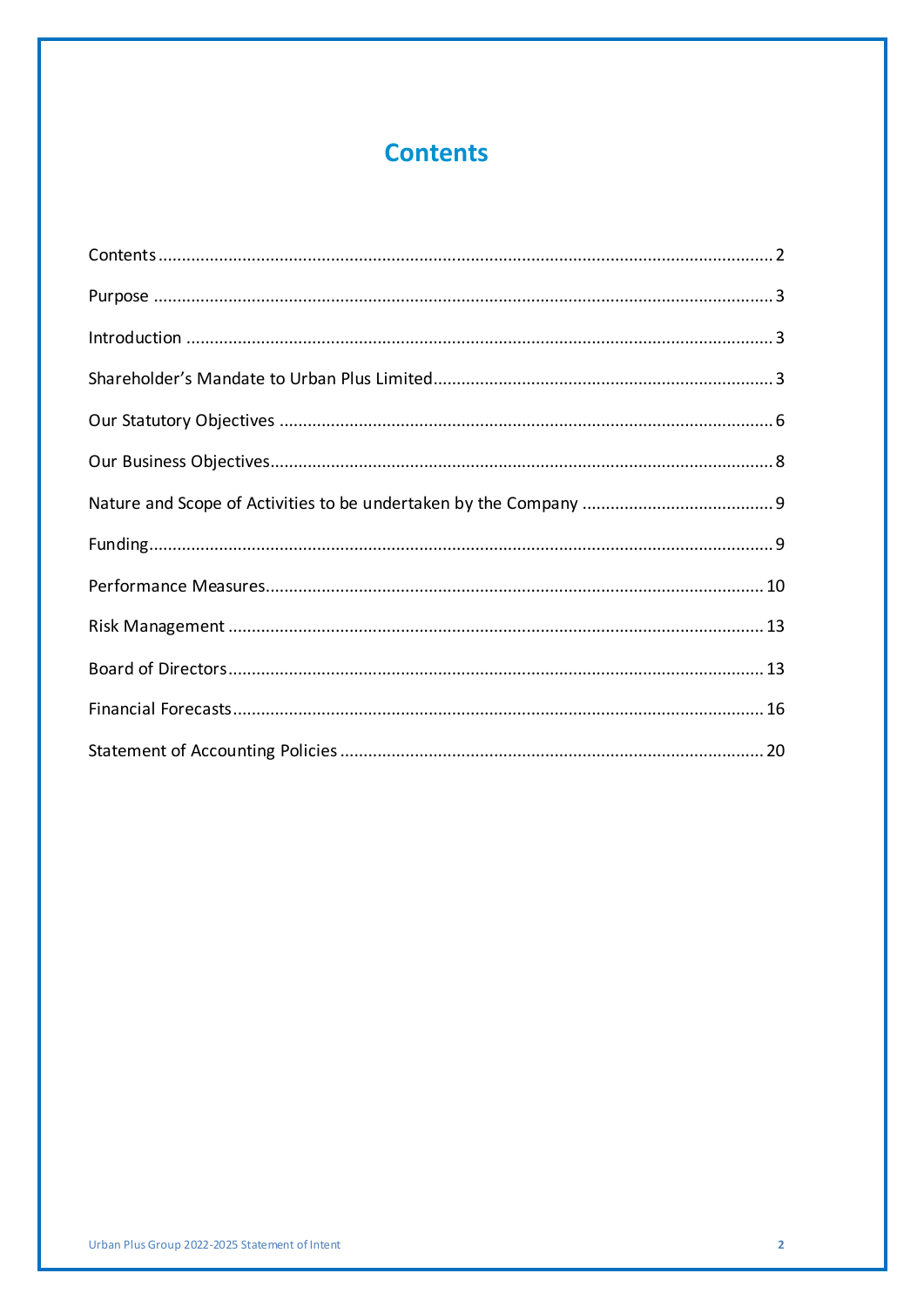# Contents

Contents ........................................................................................................................ 2

Purpose ........................................................................................................................ 3

Introduction ................................................................................................................. 3

Shareholder's Mandate to Urban Plus Limited ............................................................ 3

Our Statutory Objectives ............................................................................................. 6

Our Business Objectives ............................................................................................... 8

Nature and Scope of Activities to be undertaken by the Company ............................ 9

Funding ......................................................................................................................... 9

Performance Measures ............................................................................................... 10

Risk Management ........................................................................................................ 13

Board of Directors ........................................................................................................ 13

Financial Forecasts ....................................................................................................... 16

Statement of Accounting Policies ................................................................................ 20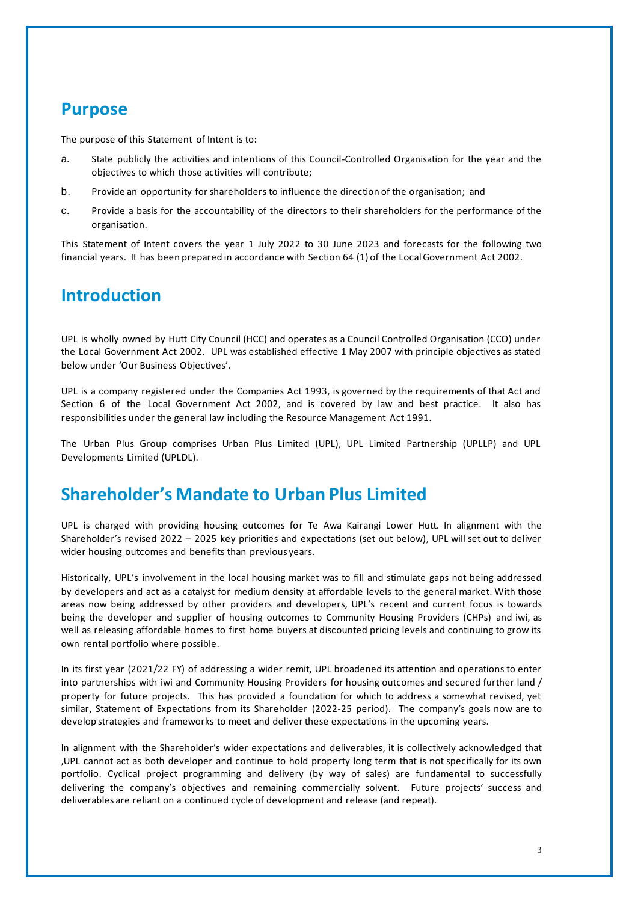## Purpose

The purpose of this Statement of Intent is to:

a. State publicly the activities and intentions of this Council-Controlled Organisation for the year and the objectives to which those activities will contribute;

b. Provide an opportunity for shareholders to influence the direction of the organisation; and

c. Provide a basis for the accountability of the directors to their shareholders for the performance of the organisation.

This Statement of Intent covers the year 1 July 2022 to 30 June 2023 and forecasts for the following two financial years. It has been prepared in accordance with Section 64 (1) of the Local Government Act 2002.

## Introduction

UPL is wholly owned by Hutt City Council (HCC) and operates as a Council Controlled Organisation (CCO) under the Local Government Act 2002. UPL was established effective 1 May 2007 with principle objectives as stated below under 'Our Business Objectives'.

UPL is a company registered under the Companies Act 1993, is governed by the requirements of that Act and Section 6 of the Local Government Act 2002, and is covered by law and best practice. It also has responsibilities under the general law including the Resource Management Act 1991.

The Urban Plus Group comprises Urban Plus Limited (UPL), UPL Limited Partnership (UPLLP) and UPL Developments Limited (UPLDL).

## Shareholder's Mandate to Urban Plus Limited

UPL is charged with providing housing outcomes for Te Awa Kairangi Lower Hutt. In alignment with the Shareholder's revised 2022 – 2025 key priorities and expectations (set out below), UPL will set out to deliver wider housing outcomes and benefits than previous years.

Historically, UPL's involvement in the local housing market was to fill and stimulate gaps not being addressed by developers and act as a catalyst for medium density at affordable levels to the general market. With those areas now being addressed by other providers and developers, UPL's recent and current focus is towards being the developer and supplier of housing outcomes to Community Housing Providers (CHPs) and iwi, as well as releasing affordable homes to first home buyers at discounted pricing levels and continuing to grow its own rental portfolio where possible.

In its first year (2021/22 FY) of addressing a wider remit, UPL broadened its attention and operations to enter into partnerships with iwi and Community Housing Providers for housing outcomes and secured further land / property for future projects. This has provided a foundation for which to address a somewhat revised, yet similar, Statement of Expectations from its Shareholder (2022-25 period). The company's goals now are to develop strategies and frameworks to meet and deliver these expectations in the upcoming years.

In alignment with the Shareholder's wider expectations and deliverables, it is collectively acknowledged that ,UPL cannot act as both developer and continue to hold property long term that is not specifically for its own portfolio. Cyclical project programming and delivery (by way of sales) are fundamental to successfully delivering the company's objectives and remaining commercially solvent. Future projects' success and deliverables are reliant on a continued cycle of development and release (and repeat).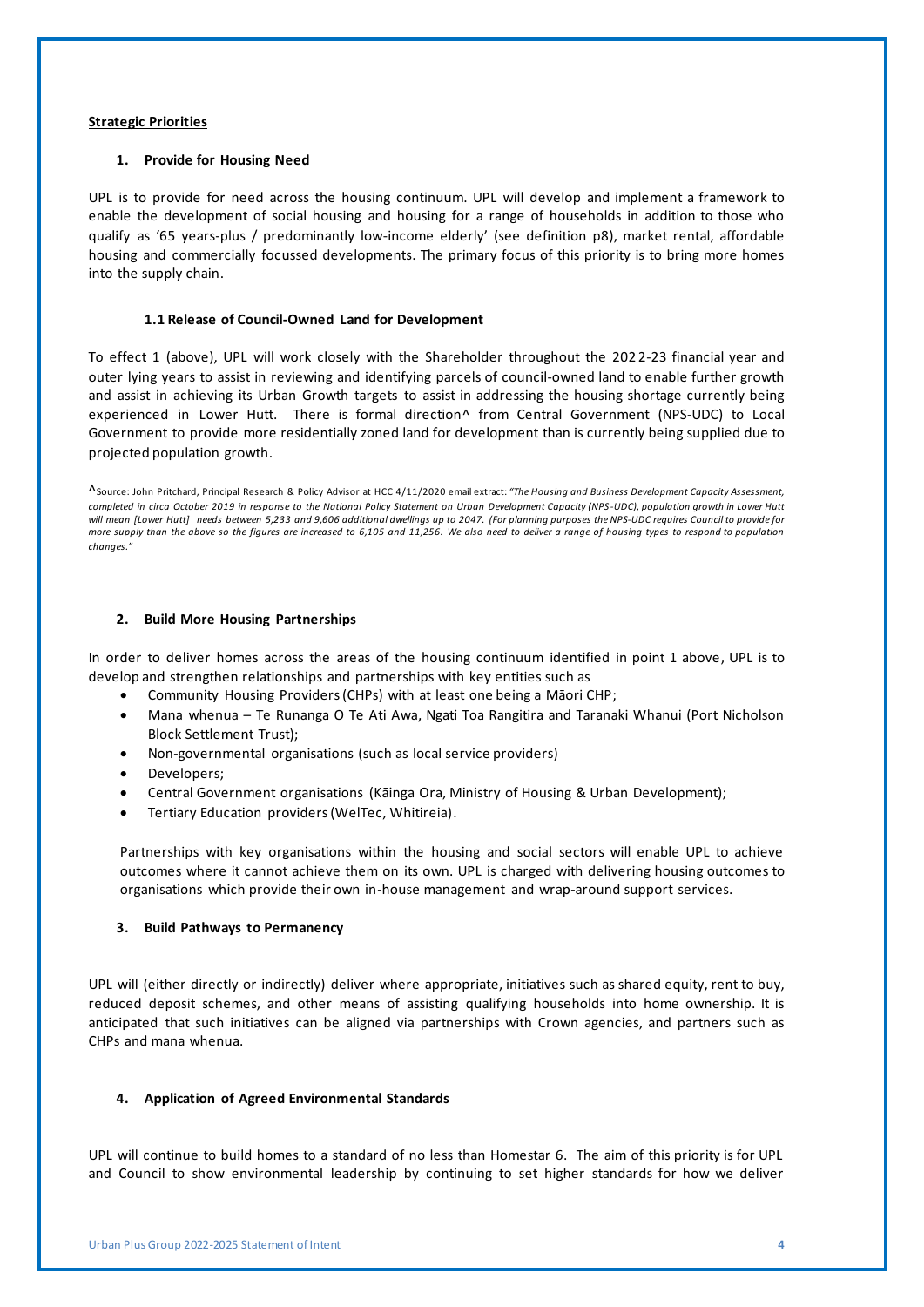**Strategic Priorities**

**1. Provide for Housing Need**

UPL is to provide for need across the housing continuum. UPL will develop and implement a framework to enable the development of social housing and housing for a range of households in addition to those who qualify as '65 years-plus / predominantly low-income elderly' (see definition p8), market rental, affordable housing and commercially focussed developments. The primary focus of this priority is to bring more homes into the supply chain.

**1.1 Release of Council-Owned Land for Development**

To effect 1 (above), UPL will work closely with the Shareholder throughout the 2022-23 financial year and outer lying years to assist in reviewing and identifying parcels of council-owned land to enable further growth and assist in achieving its Urban Growth targets to assist in addressing the housing shortage currently being experienced in Lower Hutt. There is formal direction^ from Central Government (NPS-UDC) to Local Government to provide more residentially zoned land for development than is currently being supplied due to projected population growth.

^Source: John Pritchard, Principal Research & Policy Advisor at HCC 4/11/2020 email extract: *"The Housing and Business Development Capacity Assessment, completed in circa October 2019 in response to the National Policy Statement on Urban Development Capacity (NPS-UDC), population growth in Lower Hutt will mean [Lower Hutt] needs between 5,233 and 9,606 additional dwellings up to 2047. (For planning purposes the NPS-UDC requires Council to provide for more supply than the above so the figures are increased to 6,105 and 11,256. We also need to deliver a range of housing types to respond to population changes."*

**2. Build More Housing Partnerships**

In order to deliver homes across the areas of the housing continuum identified in point 1 above, UPL is to develop and strengthen relationships and partnerships with key entities such as

- Community Housing Providers (CHPs) with at least one being a Māori CHP;
- Mana whenua – Te Runanga O Te Ati Awa, Ngati Toa Rangitira and Taranaki Whanui (Port Nicholson Block Settlement Trust);
- Non-governmental organisations (such as local service providers)
- Developers;
- Central Government organisations (Kāinga Ora, Ministry of Housing & Urban Development);
- Tertiary Education providers (WelTec, Whitireia).

Partnerships with key organisations within the housing and social sectors will enable UPL to achieve outcomes where it cannot achieve them on its own. UPL is charged with delivering housing outcomes to organisations which provide their own in-house management and wrap-around support services.

**3. Build Pathways to Permanency**

UPL will (either directly or indirectly) deliver where appropriate, initiatives such as shared equity, rent to buy, reduced deposit schemes, and other means of assisting qualifying households into home ownership. It is anticipated that such initiatives can be aligned via partnerships with Crown agencies, and partners such as CHPs and mana whenua.

**4. Application of Agreed Environmental Standards**

UPL will continue to build homes to a standard of no less than Homestar 6. The aim of this priority is for UPL and Council to show environmental leadership by continuing to set higher standards for how we deliver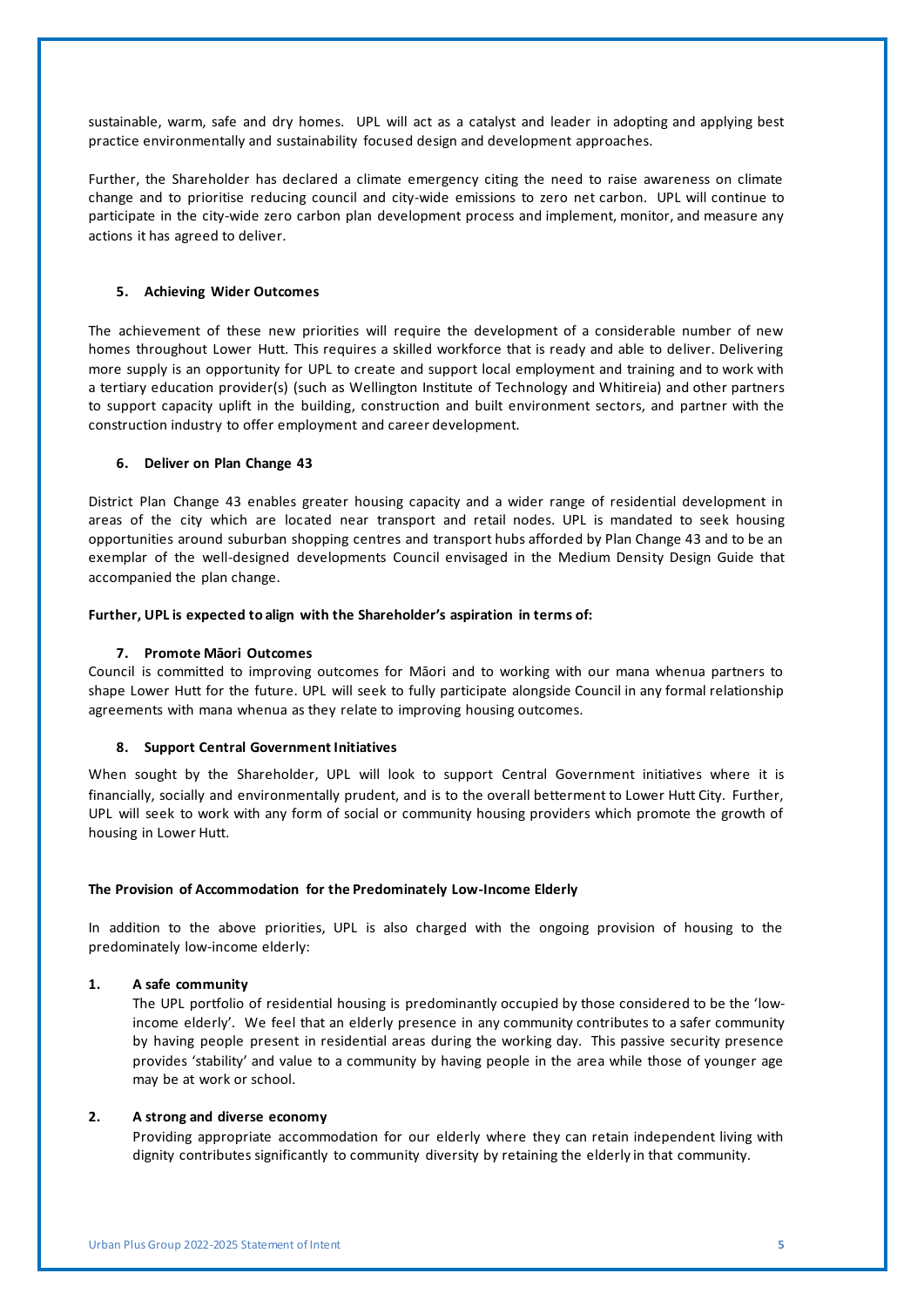sustainable, warm, safe and dry homes. UPL will act as a catalyst and leader in adopting and applying best practice environmentally and sustainability focused design and development approaches.

Further, the Shareholder has declared a climate emergency citing the need to raise awareness on climate change and to prioritise reducing council and city-wide emissions to zero net carbon. UPL will continue to participate in the city-wide zero carbon plan development process and implement, monitor, and measure any actions it has agreed to deliver.

**5. Achieving Wider Outcomes**

The achievement of these new priorities will require the development of a considerable number of new homes throughout Lower Hutt. This requires a skilled workforce that is ready and able to deliver. Delivering more supply is an opportunity for UPL to create and support local employment and training and to work with a tertiary education provider(s) (such as Wellington Institute of Technology and Whitireia) and other partners to support capacity uplift in the building, construction and built environment sectors, and partner with the construction industry to offer employment and career development.

**6. Deliver on Plan Change 43**

District Plan Change 43 enables greater housing capacity and a wider range of residential development in areas of the city which are located near transport and retail nodes. UPL is mandated to seek housing opportunities around suburban shopping centres and transport hubs afforded by Plan Change 43 and to be an exemplar of the well-designed developments Council envisaged in the Medium Density Design Guide that accompanied the plan change.

**Further, UPL is expected to align with the Shareholder's aspiration in terms of:**

**7. Promote Māori Outcomes**

Council is committed to improving outcomes for Māori and to working with our mana whenua partners to shape Lower Hutt for the future. UPL will seek to fully participate alongside Council in any formal relationship agreements with mana whenua as they relate to improving housing outcomes.

**8. Support Central Government Initiatives**

When sought by the Shareholder, UPL will look to support Central Government initiatives where it is financially, socially and environmentally prudent, and is to the overall betterment to Lower Hutt City. Further, UPL will seek to work with any form of social or community housing providers which promote the growth of housing in Lower Hutt.

**The Provision of Accommodation for the Predominately Low-Income Elderly**

In addition to the above priorities, UPL is also charged with the ongoing provision of housing to the predominately low-income elderly:

**1. A safe community**

The UPL portfolio of residential housing is predominantly occupied by those considered to be the 'low-income elderly'. We feel that an elderly presence in any community contributes to a safer community by having people present in residential areas during the working day. This passive security presence provides 'stability' and value to a community by having people in the area while those of younger age may be at work or school.

**2. A strong and diverse economy**

Providing appropriate accommodation for our elderly where they can retain independent living with dignity contributes significantly to community diversity by retaining the elderly in that community.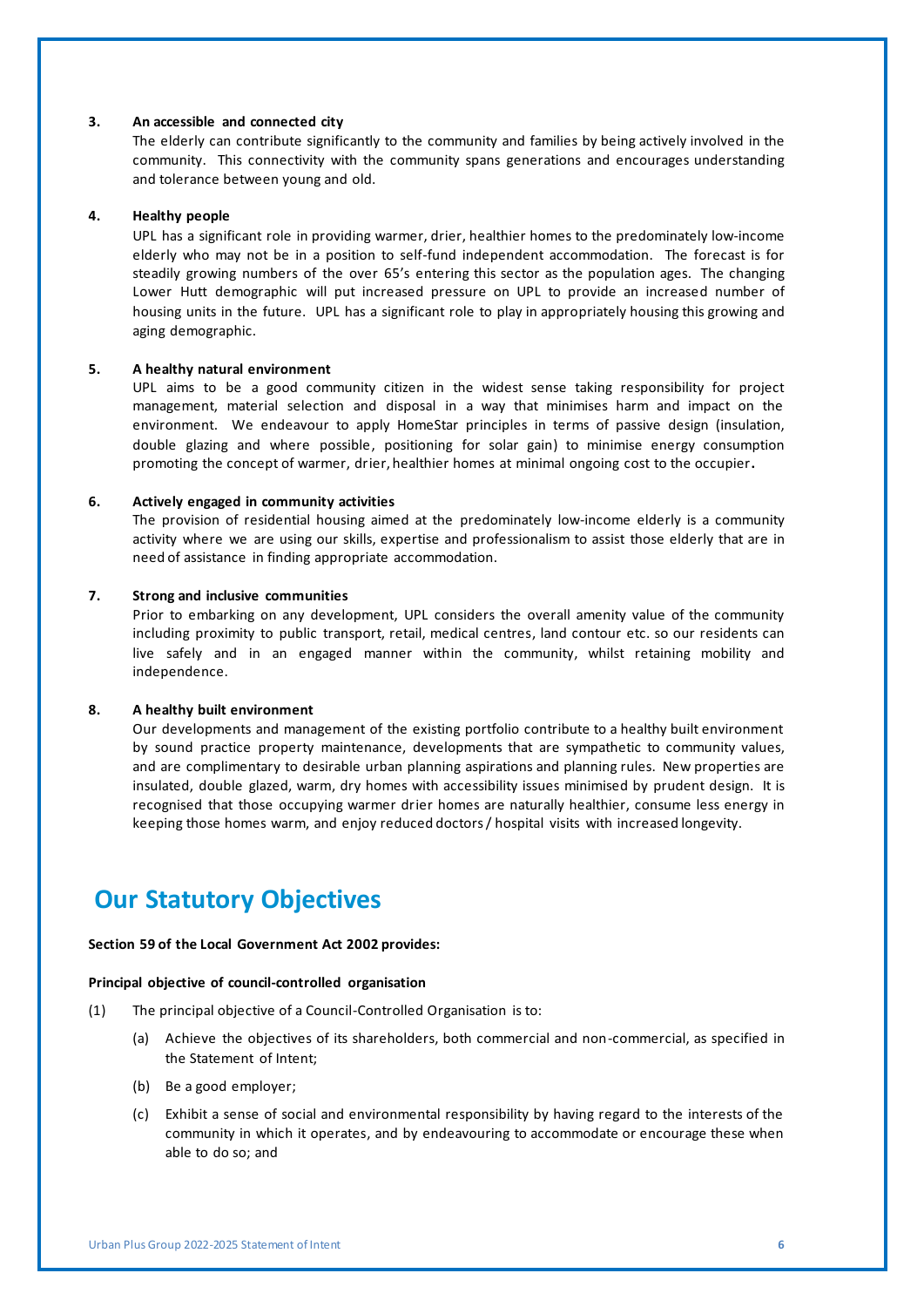**3. An accessible and connected city**

The elderly can contribute significantly to the community and families by being actively involved in the community. This connectivity with the community spans generations and encourages understanding and tolerance between young and old.

**4. Healthy people**

UPL has a significant role in providing warmer, drier, healthier homes to the predominately low-income elderly who may not be in a position to self-fund independent accommodation. The forecast is for steadily growing numbers of the over 65's entering this sector as the population ages. The changing Lower Hutt demographic will put increased pressure on UPL to provide an increased number of housing units in the future. UPL has a significant role to play in appropriately housing this growing and aging demographic.

**5. A healthy natural environment**

UPL aims to be a good community citizen in the widest sense taking responsibility for project management, material selection and disposal in a way that minimises harm and impact on the environment. We endeavour to apply HomeStar principles in terms of passive design (insulation, double glazing and where possible, positioning for solar gain) to minimise energy consumption promoting the concept of warmer, drier, healthier homes at minimal ongoing cost to the occupier**.**

**6. Actively engaged in community activities**

The provision of residential housing aimed at the predominately low-income elderly is a community activity where we are using our skills, expertise and professionalism to assist those elderly that are in need of assistance in finding appropriate accommodation.

**7. Strong and inclusive communities**

Prior to embarking on any development, UPL considers the overall amenity value of the community including proximity to public transport, retail, medical centres, land contour etc. so our residents can live safely and in an engaged manner within the community, whilst retaining mobility and independence.

**8. A healthy built environment**

Our developments and management of the existing portfolio contribute to a healthy built environment by sound practice property maintenance, developments that are sympathetic to community values, and are complimentary to desirable urban planning aspirations and planning rules. New properties are insulated, double glazed, warm, dry homes with accessibility issues minimised by prudent design. It is recognised that those occupying warmer drier homes are naturally healthier, consume less energy in keeping those homes warm, and enjoy reduced doctors / hospital visits with increased longevity.

# Our Statutory Objectives

**Section 59 of the Local Government Act 2002 provides:**

**Principal objective of council-controlled organisation**

(1) The principal objective of a Council-Controlled Organisation is to:

(a) Achieve the objectives of its shareholders, both commercial and non-commercial, as specified in the Statement of Intent;

(b) Be a good employer;

(c) Exhibit a sense of social and environmental responsibility by having regard to the interests of the community in which it operates, and by endeavouring to accommodate or encourage these when able to do so; and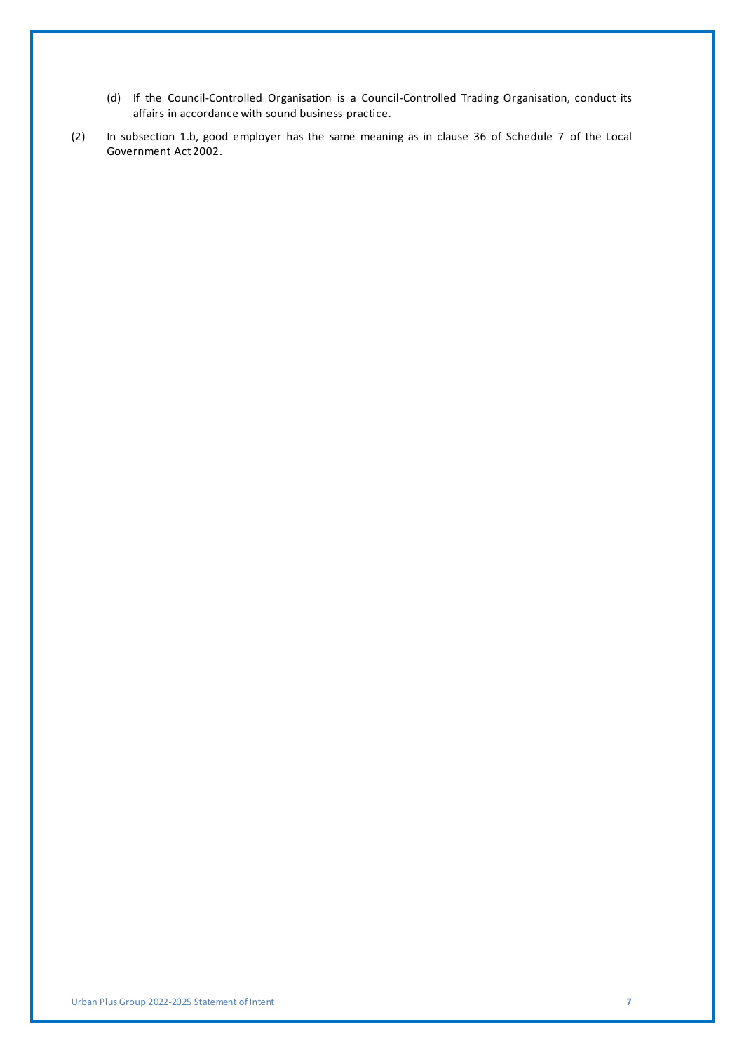(d) If the Council-Controlled Organisation is a Council-Controlled Trading Organisation, conduct its affairs in accordance with sound business practice.

(2) In subsection 1.b, good employer has the same meaning as in clause 36 of Schedule 7 of the Local Government Act 2002.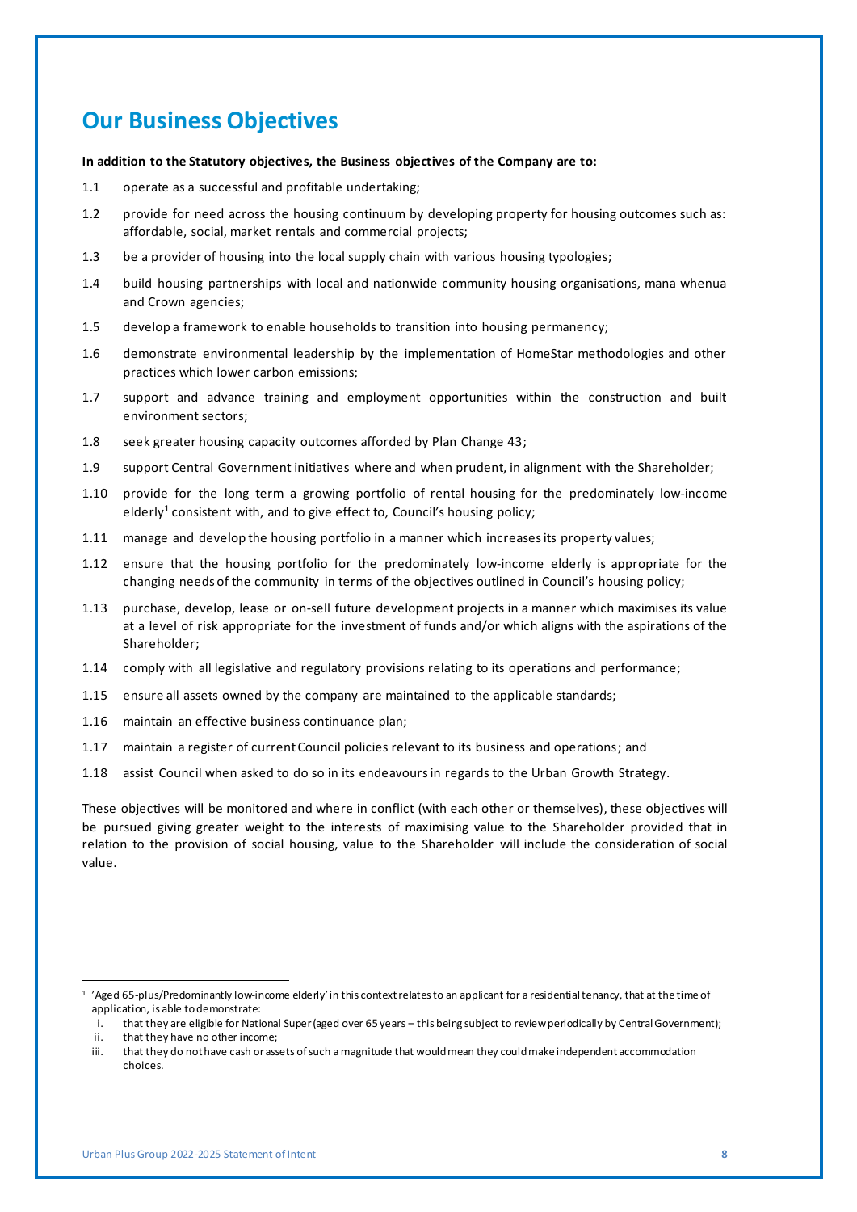# Our Business Objectives

**In addition to the Statutory objectives, the Business objectives of the Company are to:**

1.1 operate as a successful and profitable undertaking;

1.2 provide for need across the housing continuum by developing property for housing outcomes such as: affordable, social, market rentals and commercial projects;

1.3 be a provider of housing into the local supply chain with various housing typologies;

1.4 build housing partnerships with local and nationwide community housing organisations, mana whenua and Crown agencies;

1.5 develop a framework to enable households to transition into housing permanency;

1.6 demonstrate environmental leadership by the implementation of HomeStar methodologies and other practices which lower carbon emissions;

1.7 support and advance training and employment opportunities within the construction and built environment sectors;

1.8 seek greater housing capacity outcomes afforded by Plan Change 43;

1.9 support Central Government initiatives where and when prudent, in alignment with the Shareholder;

1.10 provide for the long term a growing portfolio of rental housing for the predominately low-income elderly[1] consistent with, and to give effect to, Council's housing policy;

1.11 manage and develop the housing portfolio in a manner which increases its property values;

1.12 ensure that the housing portfolio for the predominately low-income elderly is appropriate for the changing needs of the community in terms of the objectives outlined in Council's housing policy;

1.13 purchase, develop, lease or on-sell future development projects in a manner which maximises its value at a level of risk appropriate for the investment of funds and/or which aligns with the aspirations of the Shareholder;

1.14 comply with all legislative and regulatory provisions relating to its operations and performance;

1.15 ensure all assets owned by the company are maintained to the applicable standards;

1.16 maintain an effective business continuance plan;

1.17 maintain a register of current Council policies relevant to its business and operations; and

1.18 assist Council when asked to do so in its endeavours in regards to the Urban Growth Strategy.

These objectives will be monitored and where in conflict (with each other or themselves), these objectives will be pursued giving greater weight to the interests of maximising value to the Shareholder provided that in relation to the provision of social housing, value to the Shareholder will include the consideration of social value.

---

[1] 'Aged 65-plus/Predominantly low-income elderly' in this context relates to an applicant for a residential tenancy, that at the time of application, is able to demonstrate:

i. that they are eligible for National Super (aged over 65 years – this being subject to review periodically by Central Government);
ii. that they have no other income;
iii. that they do not have cash or assets of such a magnitude that would mean they could make independent accommodation choices.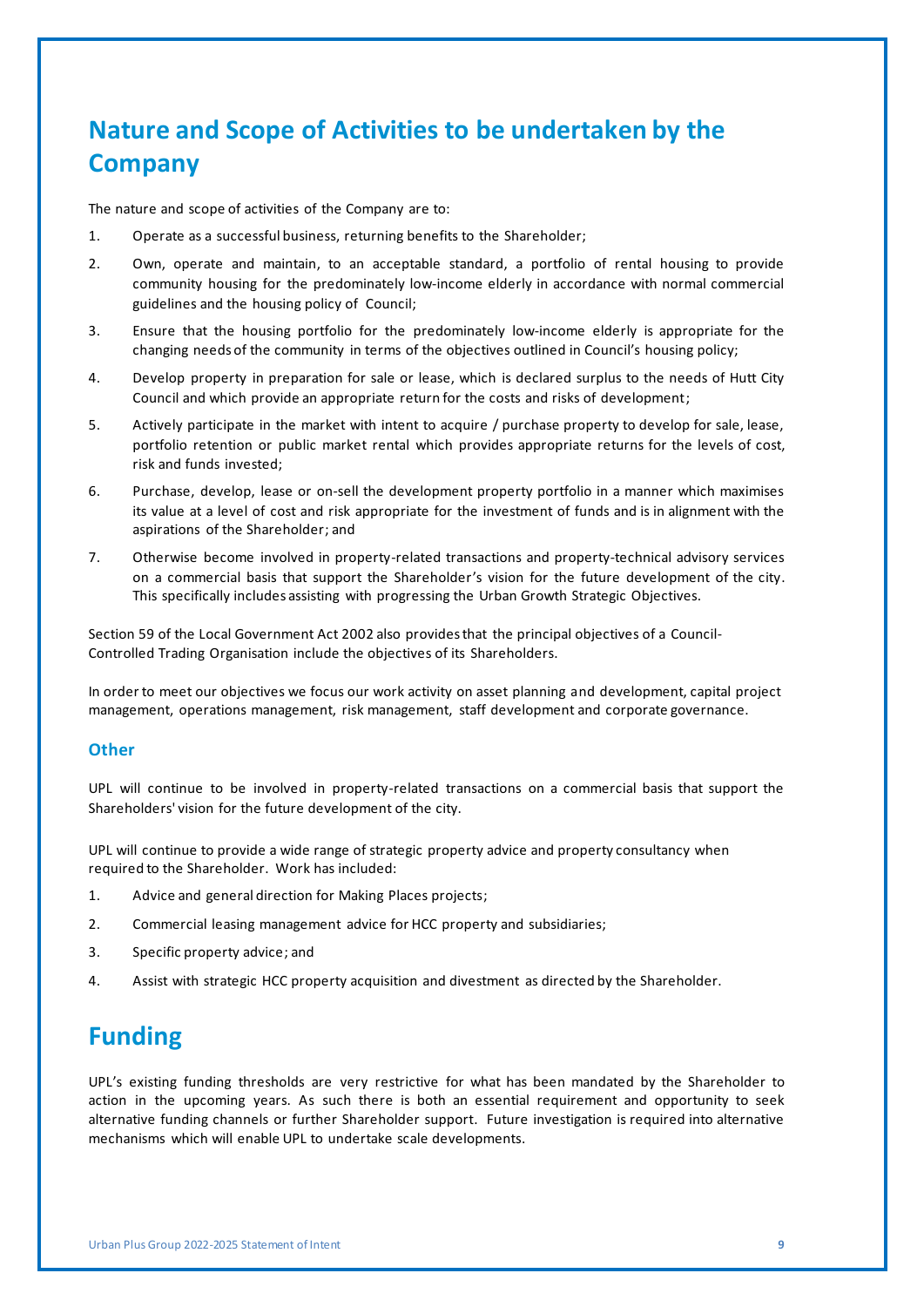# Nature and Scope of Activities to be undertaken by the Company

The nature and scope of activities of the Company are to:

1. Operate as a successful business, returning benefits to the Shareholder;
2. Own, operate and maintain, to an acceptable standard, a portfolio of rental housing to provide community housing for the predominately low-income elderly in accordance with normal commercial guidelines and the housing policy of Council;
3. Ensure that the housing portfolio for the predominately low-income elderly is appropriate for the changing needs of the community in terms of the objectives outlined in Council's housing policy;
4. Develop property in preparation for sale or lease, which is declared surplus to the needs of Hutt City Council and which provide an appropriate return for the costs and risks of development;
5. Actively participate in the market with intent to acquire / purchase property to develop for sale, lease, portfolio retention or public market rental which provides appropriate returns for the levels of cost, risk and funds invested;
6. Purchase, develop, lease or on-sell the development property portfolio in a manner which maximises its value at a level of cost and risk appropriate for the investment of funds and is in alignment with the aspirations of the Shareholder; and
7. Otherwise become involved in property-related transactions and property-technical advisory services on a commercial basis that support the Shareholder's vision for the future development of the city. This specifically includes assisting with progressing the Urban Growth Strategic Objectives.

Section 59 of the Local Government Act 2002 also provides that the principal objectives of a Council-Controlled Trading Organisation include the objectives of its Shareholders.

In order to meet our objectives we focus our work activity on asset planning and development, capital project management, operations management, risk management, staff development and corporate governance.

## Other

UPL will continue to be involved in property-related transactions on a commercial basis that support the Shareholders' vision for the future development of the city.

UPL will continue to provide a wide range of strategic property advice and property consultancy when required to the Shareholder. Work has included:

1. Advice and general direction for Making Places projects;
2. Commercial leasing management advice for HCC property and subsidiaries;
3. Specific property advice; and
4. Assist with strategic HCC property acquisition and divestment as directed by the Shareholder.

# Funding

UPL's existing funding thresholds are very restrictive for what has been mandated by the Shareholder to action in the upcoming years. As such there is both an essential requirement and opportunity to seek alternative funding channels or further Shareholder support. Future investigation is required into alternative mechanisms which will enable UPL to undertake scale developments.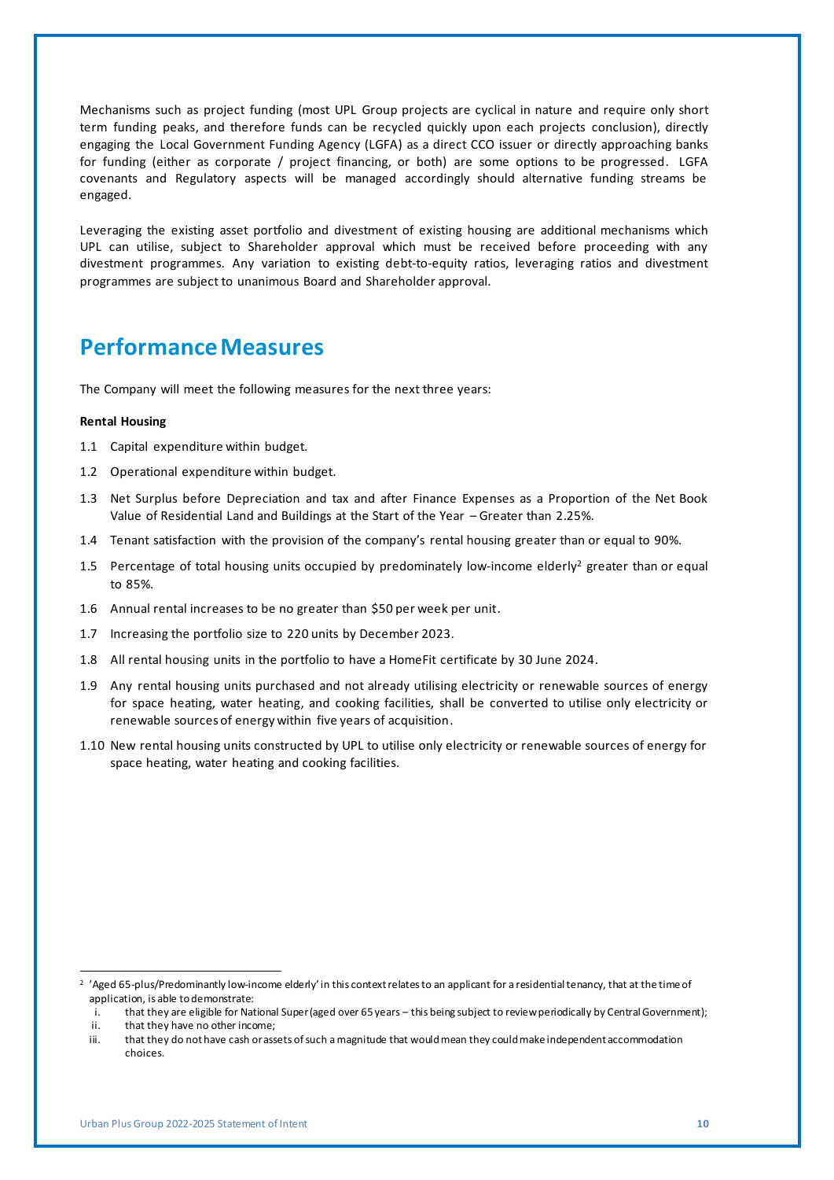Mechanisms such as project funding (most UPL Group projects are cyclical in nature and require only short term funding peaks, and therefore funds can be recycled quickly upon each projects conclusion), directly engaging the Local Government Funding Agency (LGFA) as a direct CCO issuer or directly approaching banks for funding (either as corporate / project financing, or both) are some options to be progressed. LGFA covenants and Regulatory aspects will be managed accordingly should alternative funding streams be engaged.

Leveraging the existing asset portfolio and divestment of existing housing are additional mechanisms which UPL can utilise, subject to Shareholder approval which must be received before proceeding with any divestment programmes. Any variation to existing debt-to-equity ratios, leveraging ratios and divestment programmes are subject to unanimous Board and Shareholder approval.

# Performance Measures

The Company will meet the following measures for the next three years:

**Rental Housing**

1.1 Capital expenditure within budget.

1.2 Operational expenditure within budget.

1.3 Net Surplus before Depreciation and tax and after Finance Expenses as a Proportion of the Net Book Value of Residential Land and Buildings at the Start of the Year – Greater than 2.25%.

1.4 Tenant satisfaction with the provision of the company's rental housing greater than or equal to 90%.

1.5 Percentage of total housing units occupied by predominately low-income elderly[2] greater than or equal to 85%.

1.6 Annual rental increases to be no greater than $50 per week per unit.

1.7 Increasing the portfolio size to 220 units by December 2023.

1.8 All rental housing units in the portfolio to have a HomeFit certificate by 30 June 2024.

1.9 Any rental housing units purchased and not already utilising electricity or renewable sources of energy for space heating, water heating, and cooking facilities, shall be converted to utilise only electricity or renewable sources of energy within five years of acquisition.

1.10 New rental housing units constructed by UPL to utilise only electricity or renewable sources of energy for space heating, water heating and cooking facilities.

---

[2] 'Aged 65-plus/Predominantly low-income elderly' in this context relates to an applicant for a residential tenancy, that at the time of application, is able to demonstrate:

i. that they are eligible for National Super (aged over 65 years – this being subject to review periodically by Central Government);
ii. that they have no other income;
iii. that they do not have cash or assets of such a magnitude that would mean they could make independent accommodation choices.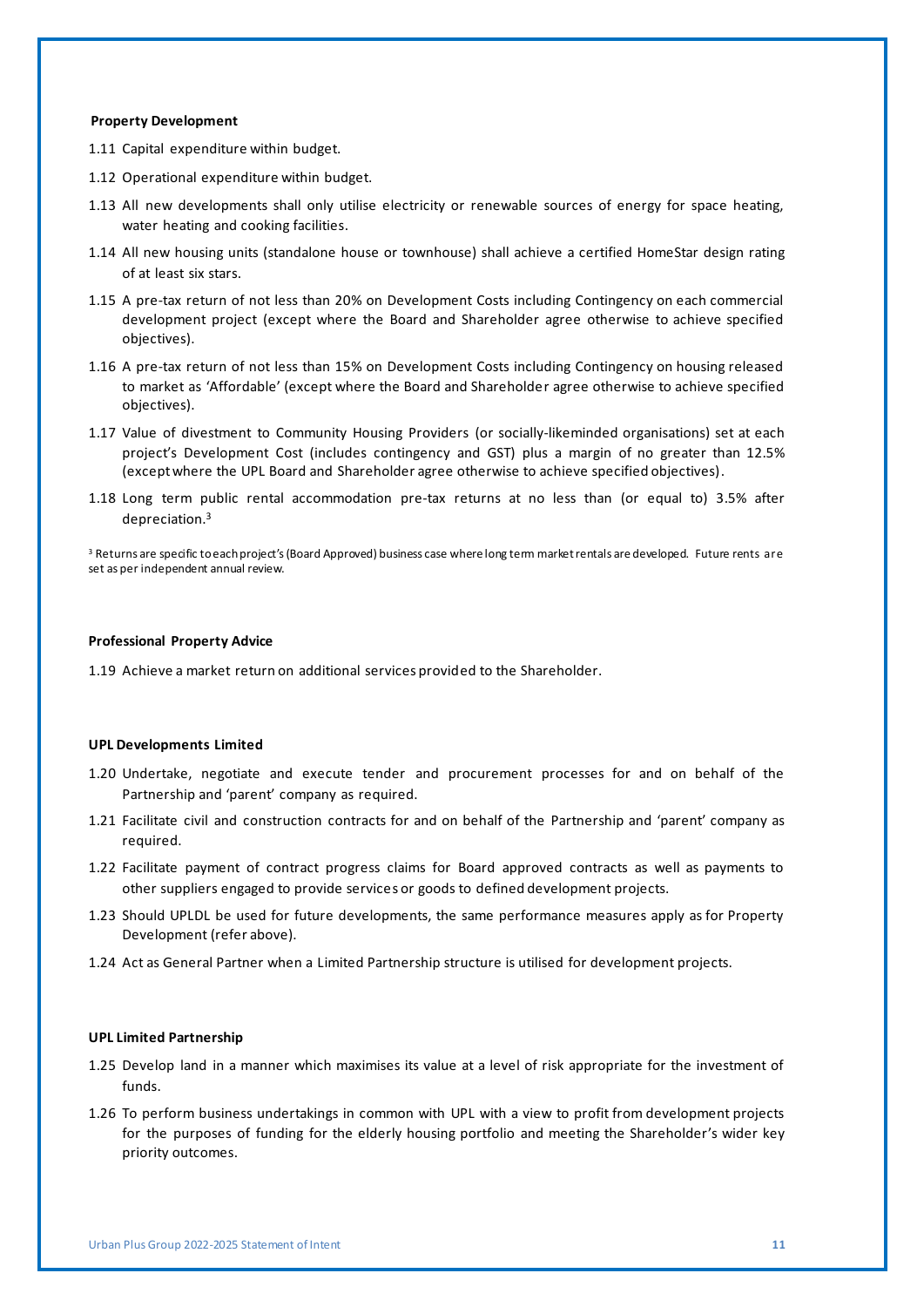**Property Development**

1.11 Capital expenditure within budget.

1.12 Operational expenditure within budget.

1.13 All new developments shall only utilise electricity or renewable sources of energy for space heating, water heating and cooking facilities.

1.14 All new housing units (standalone house or townhouse) shall achieve a certified HomeStar design rating of at least six stars.

1.15 A pre-tax return of not less than 20% on Development Costs including Contingency on each commercial development project (except where the Board and Shareholder agree otherwise to achieve specified objectives).

1.16 A pre-tax return of not less than 15% on Development Costs including Contingency on housing released to market as 'Affordable' (except where the Board and Shareholder agree otherwise to achieve specified objectives).

1.17 Value of divestment to Community Housing Providers (or socially-likeminded organisations) set at each project's Development Cost (includes contingency and GST) plus a margin of no greater than 12.5% (except where the UPL Board and Shareholder agree otherwise to achieve specified objectives).

1.18 Long term public rental accommodation pre-tax returns at no less than (or equal to) 3.5% after depreciation.[3]

[3] Returns are specific to each project's (Board Approved) business case where long term market rentals are developed. Future rents are set as per independent annual review.

**Professional Property Advice**

1.19 Achieve a market return on additional services provided to the Shareholder.

**UPL Developments Limited**

1.20 Undertake, negotiate and execute tender and procurement processes for and on behalf of the Partnership and 'parent' company as required.

1.21 Facilitate civil and construction contracts for and on behalf of the Partnership and 'parent' company as required.

1.22 Facilitate payment of contract progress claims for Board approved contracts as well as payments to other suppliers engaged to provide services or goods to defined development projects.

1.23 Should UPLDL be used for future developments, the same performance measures apply as for Property Development (refer above).

1.24 Act as General Partner when a Limited Partnership structure is utilised for development projects.

**UPL Limited Partnership**

1.25 Develop land in a manner which maximises its value at a level of risk appropriate for the investment of funds.

1.26 To perform business undertakings in common with UPL with a view to profit from development projects for the purposes of funding for the elderly housing portfolio and meeting the Shareholder's wider key priority outcomes.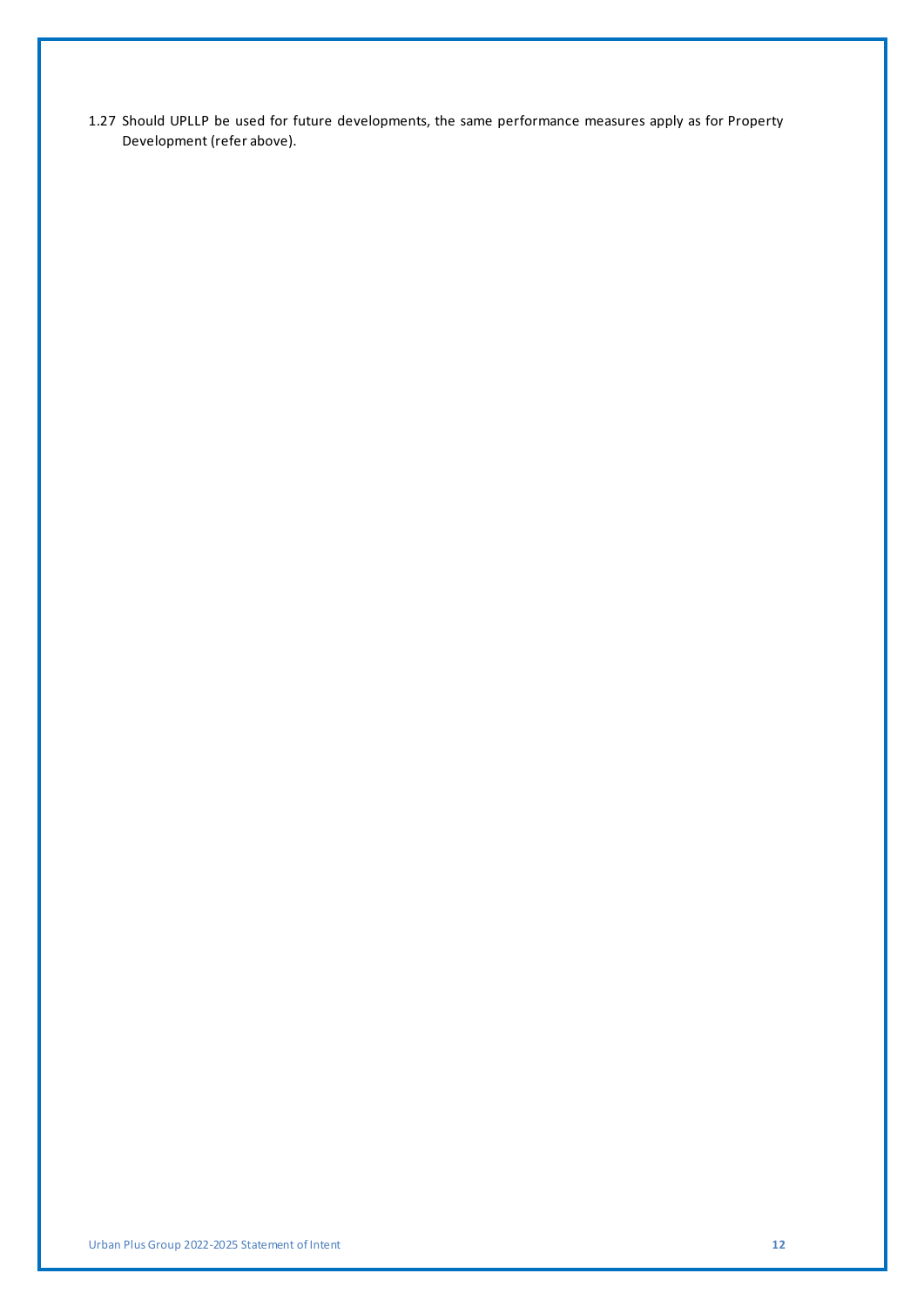1.27 Should UPLLP be used for future developments, the same performance measures apply as for Property Development (refer above).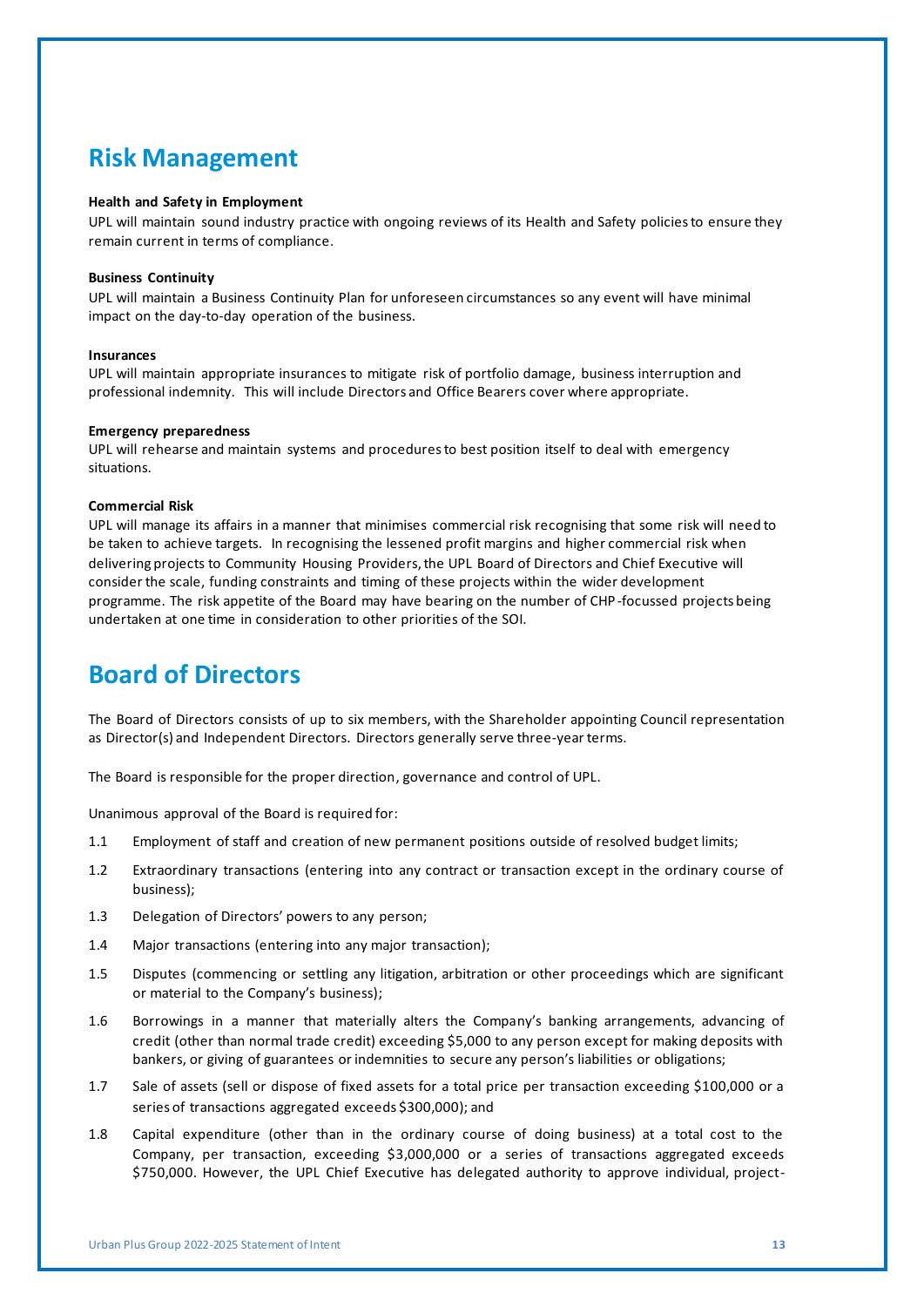## Risk Management

**Health and Safety in Employment**

UPL will maintain sound industry practice with ongoing reviews of its Health and Safety policies to ensure they remain current in terms of compliance.

**Business Continuity**

UPL will maintain a Business Continuity Plan for unforeseen circumstances so any event will have minimal impact on the day-to-day operation of the business.

**Insurances**

UPL will maintain appropriate insurances to mitigate risk of portfolio damage, business interruption and professional indemnity. This will include Directors and Office Bearers cover where appropriate.

**Emergency preparedness**

UPL will rehearse and maintain systems and procedures to best position itself to deal with emergency situations.

**Commercial Risk**

UPL will manage its affairs in a manner that minimises commercial risk recognising that some risk will need to be taken to achieve targets. In recognising the lessened profit margins and higher commercial risk when delivering projects to Community Housing Providers, the UPL Board of Directors and Chief Executive will consider the scale, funding constraints and timing of these projects within the wider development programme. The risk appetite of the Board may have bearing on the number of CHP-focussed projects being undertaken at one time in consideration to other priorities of the SOI.

## Board of Directors

The Board of Directors consists of up to six members, with the Shareholder appointing Council representation as Director(s) and Independent Directors. Directors generally serve three-year terms.

The Board is responsible for the proper direction, governance and control of UPL.

Unanimous approval of the Board is required for:

1.1 Employment of staff and creation of new permanent positions outside of resolved budget limits;

1.2 Extraordinary transactions (entering into any contract or transaction except in the ordinary course of business);

1.3 Delegation of Directors' powers to any person;

1.4 Major transactions (entering into any major transaction);

1.5 Disputes (commencing or settling any litigation, arbitration or other proceedings which are significant or material to the Company's business);

1.6 Borrowings in a manner that materially alters the Company's banking arrangements, advancing of credit (other than normal trade credit) exceeding $5,000 to any person except for making deposits with bankers, or giving of guarantees or indemnities to secure any person's liabilities or obligations;

1.7 Sale of assets (sell or dispose of fixed assets for a total price per transaction exceeding $100,000 or a series of transactions aggregated exceeds $300,000); and

1.8 Capital expenditure (other than in the ordinary course of doing business) at a total cost to the Company, per transaction, exceeding $3,000,000 or a series of transactions aggregated exceeds $750,000. However, the UPL Chief Executive has delegated authority to approve individual, project-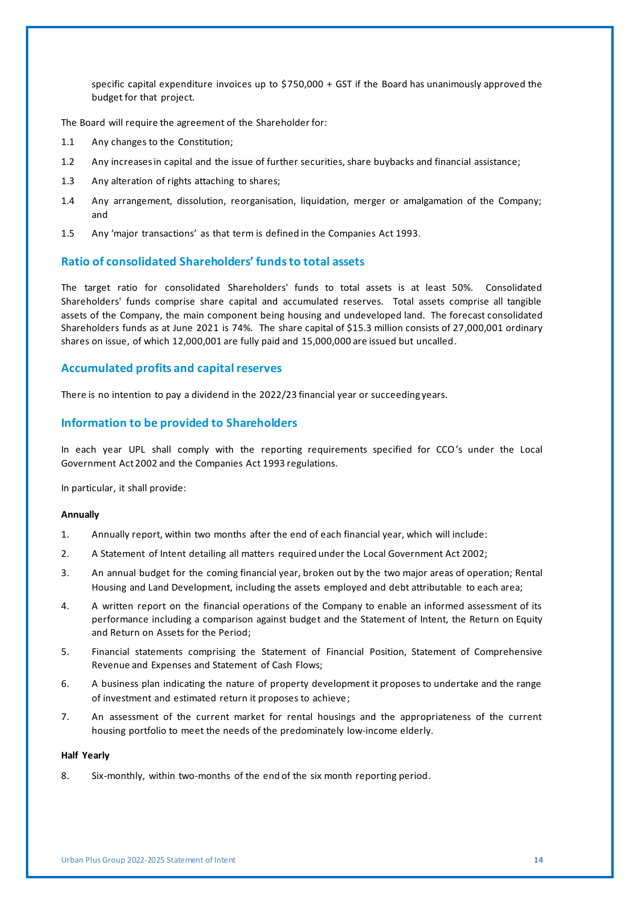specific capital expenditure invoices up to $750,000 + GST if the Board has unanimously approved the budget for that project.

The Board will require the agreement of the Shareholder for:

1.1 Any changes to the Constitution;

1.2 Any increases in capital and the issue of further securities, share buybacks and financial assistance;

1.3 Any alteration of rights attaching to shares;

1.4 Any arrangement, dissolution, reorganisation, liquidation, merger or amalgamation of the Company; and

1.5 Any 'major transactions' as that term is defined in the Companies Act 1993.

## Ratio of consolidated Shareholders' funds to total assets

The target ratio for consolidated Shareholders' funds to total assets is at least 50%. Consolidated Shareholders' funds comprise share capital and accumulated reserves. Total assets comprise all tangible assets of the Company, the main component being housing and undeveloped land. The forecast consolidated Shareholders funds as at June 2021 is 74%. The share capital of $15.3 million consists of 27,000,001 ordinary shares on issue, of which 12,000,001 are fully paid and 15,000,000 are issued but uncalled.

## Accumulated profits and capital reserves

There is no intention to pay a dividend in the 2022/23 financial year or succeeding years.

## Information to be provided to Shareholders

In each year UPL shall comply with the reporting requirements specified for CCO's under the Local Government Act 2002 and the Companies Act 1993 regulations.

In particular, it shall provide:

**Annually**

1. Annually report, within two months after the end of each financial year, which will include:
2. A Statement of Intent detailing all matters required under the Local Government Act 2002;
3. An annual budget for the coming financial year, broken out by the two major areas of operation; Rental Housing and Land Development, including the assets employed and debt attributable to each area;
4. A written report on the financial operations of the Company to enable an informed assessment of its performance including a comparison against budget and the Statement of Intent, the Return on Equity and Return on Assets for the Period;
5. Financial statements comprising the Statement of Financial Position, Statement of Comprehensive Revenue and Expenses and Statement of Cash Flows;
6. A business plan indicating the nature of property development it proposes to undertake and the range of investment and estimated return it proposes to achieve;
7. An assessment of the current market for rental housings and the appropriateness of the current housing portfolio to meet the needs of the predominately low-income elderly.

**Half Yearly**

8. Six-monthly, within two-months of the end of the six month reporting period.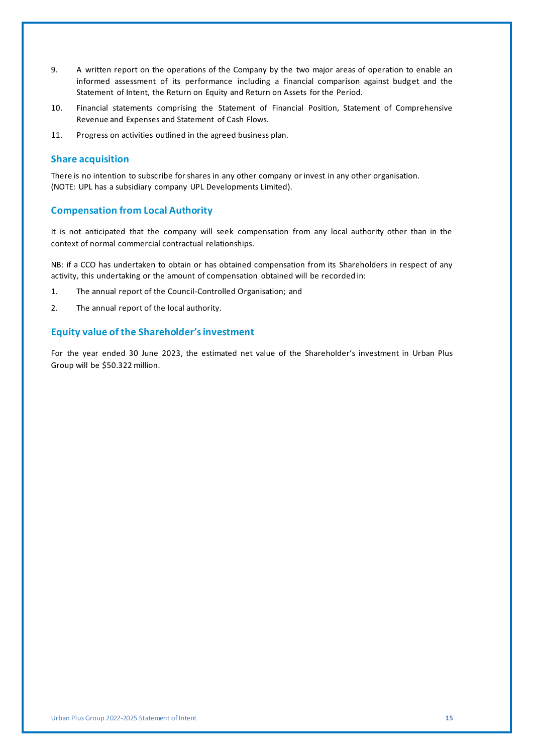9. A written report on the operations of the Company by the two major areas of operation to enable an informed assessment of its performance including a financial comparison against budget and the Statement of Intent, the Return on Equity and Return on Assets for the Period.
10. Financial statements comprising the Statement of Financial Position, Statement of Comprehensive Revenue and Expenses and Statement of Cash Flows.
11. Progress on activities outlined in the agreed business plan.

## Share acquisition

There is no intention to subscribe for shares in any other company or invest in any other organisation. (NOTE: UPL has a subsidiary company UPL Developments Limited).

## Compensation from Local Authority

It is not anticipated that the company will seek compensation from any local authority other than in the context of normal commercial contractual relationships.

NB: if a CCO has undertaken to obtain or has obtained compensation from its Shareholders in respect of any activity, this undertaking or the amount of compensation obtained will be recorded in:

1. The annual report of the Council-Controlled Organisation; and
2. The annual report of the local authority.

## Equity value of the Shareholder's investment

For the year ended 30 June 2023, the estimated net value of the Shareholder's investment in Urban Plus Group will be $50.322 million.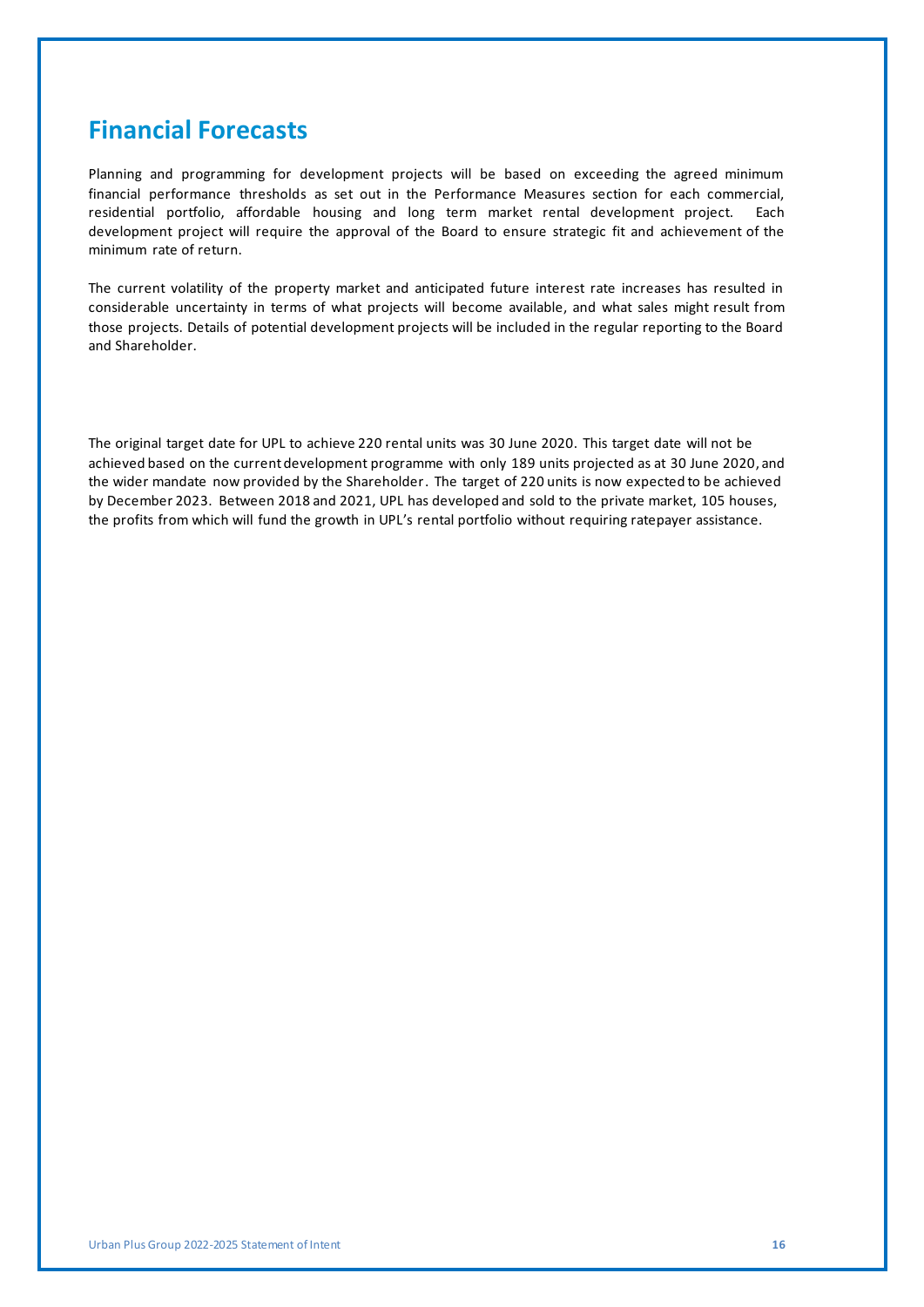## Financial Forecasts

Planning and programming for development projects will be based on exceeding the agreed minimum financial performance thresholds as set out in the Performance Measures section for each commercial, residential portfolio, affordable housing and long term market rental development project. Each development project will require the approval of the Board to ensure strategic fit and achievement of the minimum rate of return.

The current volatility of the property market and anticipated future interest rate increases has resulted in considerable uncertainty in terms of what projects will become available, and what sales might result from those projects. Details of potential development projects will be included in the regular reporting to the Board and Shareholder.

The original target date for UPL to achieve 220 rental units was 30 June 2020. This target date will not be achieved based on the current development programme with only 189 units projected as at 30 June 2020, and the wider mandate now provided by the Shareholder. The target of 220 units is now expected to be achieved by December 2023. Between 2018 and 2021, UPL has developed and sold to the private market, 105 houses, the profits from which will fund the growth in UPL's rental portfolio without requiring ratepayer assistance.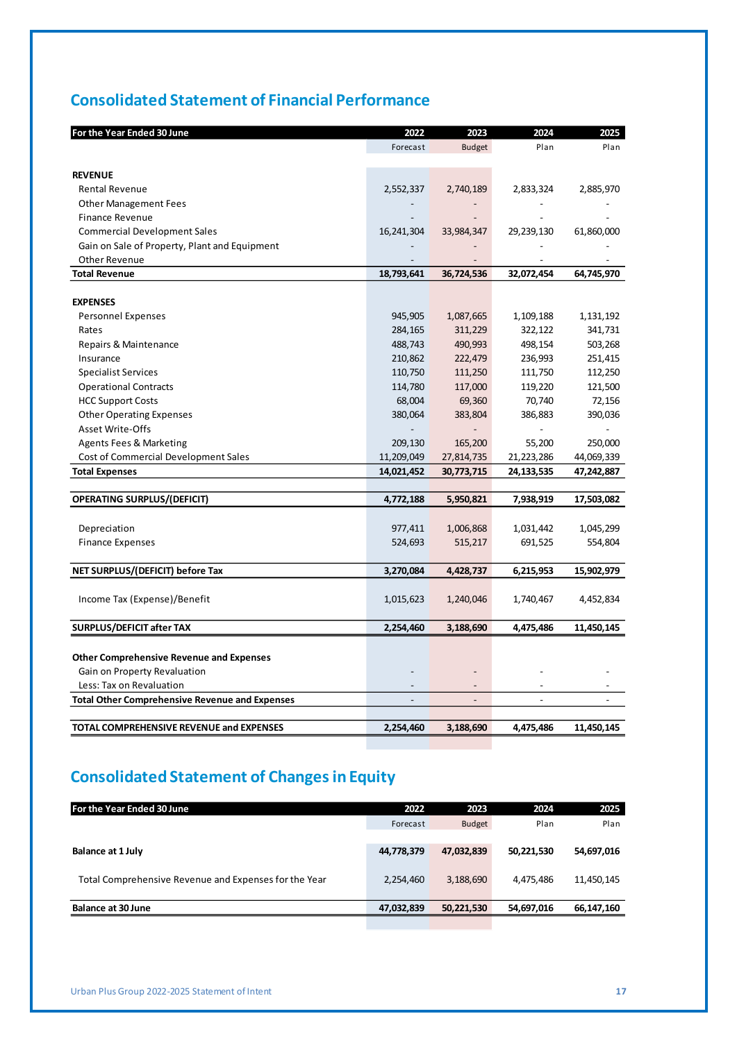## Consolidated Statement of Financial Performance

| For the Year Ended 30 June | 2022 | 2023 | 2024 | 2025 |
|---|---|---|---|---|
| | Forecast | Budget | Plan | Plan |
| **REVENUE** | | | | |
| Rental Revenue | 2,552,337 | 2,740,189 | 2,833,324 | 2,885,970 |
| Other Management Fees | - | - | - | - |
| Finance Revenue | - | - | - | - |
| Commercial Development Sales | 16,241,304 | 33,984,347 | 29,239,130 | 61,860,000 |
| Gain on Sale of Property, Plant and Equipment | - | - | - | - |
| Other Revenue | - | - | - | - |
| **Total Revenue** | **18,793,641** | **36,724,536** | **32,072,454** | **64,745,970** |
| **EXPENSES** | | | | |
| Personnel Expenses | 945,905 | 1,087,665 | 1,109,188 | 1,131,192 |
| Rates | 284,165 | 311,229 | 322,122 | 341,731 |
| Repairs & Maintenance | 488,743 | 490,993 | 498,154 | 503,268 |
| Insurance | 210,862 | 222,479 | 236,993 | 251,415 |
| Specialist Services | 110,750 | 111,250 | 111,750 | 112,250 |
| Operational Contracts | 114,780 | 117,000 | 119,220 | 121,500 |
| HCC Support Costs | 68,004 | 69,360 | 70,740 | 72,156 |
| Other Operating Expenses | 380,064 | 383,804 | 386,883 | 390,036 |
| Asset Write-Offs | - | - | - | - |
| Agents Fees & Marketing | 209,130 | 165,200 | 55,200 | 250,000 |
| Cost of Commercial Development Sales | 11,209,049 | 27,814,735 | 21,223,286 | 44,069,339 |
| **Total Expenses** | **14,021,452** | **30,773,715** | **24,133,535** | **47,242,887** |
| **OPERATING SURPLUS/(DEFICIT)** | **4,772,188** | **5,950,821** | **7,938,919** | **17,503,082** |
| Depreciation | 977,411 | 1,006,868 | 1,031,442 | 1,045,299 |
| Finance Expenses | 524,693 | 515,217 | 691,525 | 554,804 |
| **NET SURPLUS/(DEFICIT) before Tax** | **3,270,084** | **4,428,737** | **6,215,953** | **15,902,979** |
| Income Tax (Expense)/Benefit | 1,015,623 | 1,240,046 | 1,740,467 | 4,452,834 |
| **SURPLUS/DEFICIT after TAX** | **2,254,460** | **3,188,690** | **4,475,486** | **11,450,145** |
| **Other Comprehensive Revenue and Expenses** | | | | |
| Gain on Property Revaluation | - | - | - | - |
| Less: Tax on Revaluation | - | - | - | - |
| **Total Other Comprehensive Revenue and Expenses** | - | - | - | - |
| **TOTAL COMPREHENSIVE REVENUE and EXPENSES** | **2,254,460** | **3,188,690** | **4,475,486** | **11,450,145** |

## Consolidated Statement of Changes in Equity

| For the Year Ended 30 June | 2022 | 2023 | 2024 | 2025 |
|---|---|---|---|---|
| | Forecast | Budget | Plan | Plan |
| **Balance at 1 July** | **44,778,379** | **47,032,839** | **50,221,530** | **54,697,016** |
| Total Comprehensive Revenue and Expenses for the Year | 2,254,460 | 3,188,690 | 4,475,486 | 11,450,145 |
| **Balance at 30 June** | **47,032,839** | **50,221,530** | **54,697,016** | **66,147,160** |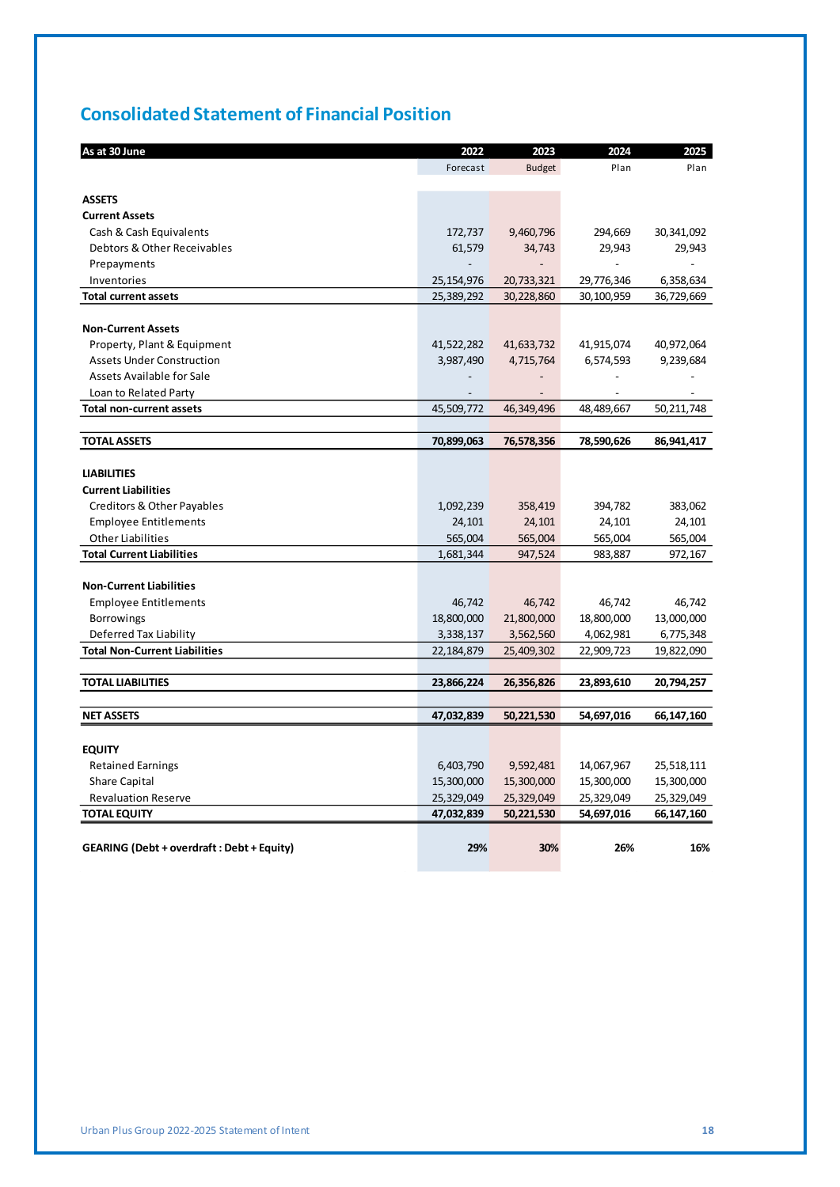## Consolidated Statement of Financial Position

| As at 30 June | 2022 | 2023 | 2024 | 2025 |
|---|---|---|---|---|
| | Forecast | Budget | Plan | Plan |
| **ASSETS** | | | | |
| **Current Assets** | | | | |
| Cash & Cash Equivalents | 172,737 | 9,460,796 | 294,669 | 30,341,092 |
| Debtors & Other Receivables | 61,579 | 34,743 | 29,943 | 29,943 |
| Prepayments | - | - | - | - |
| Inventories | 25,154,976 | 20,733,321 | 29,776,346 | 6,358,634 |
| **Total current assets** | 25,389,292 | 30,228,860 | 30,100,959 | 36,729,669 |
| **Non-Current Assets** | | | | |
| Property, Plant & Equipment | 41,522,282 | 41,633,732 | 41,915,074 | 40,972,064 |
| Assets Under Construction | 3,987,490 | 4,715,764 | 6,574,593 | 9,239,684 |
| Assets Available for Sale | - | - | - | - |
| Loan to Related Party | - | - | - | - |
| **Total non-current assets** | 45,509,772 | 46,349,496 | 48,489,667 | 50,211,748 |
| **TOTAL ASSETS** | **70,899,063** | **76,578,356** | **78,590,626** | **86,941,417** |
| **LIABILITIES** | | | | |
| **Current Liabilities** | | | | |
| Creditors & Other Payables | 1,092,239 | 358,419 | 394,782 | 383,062 |
| Employee Entitlements | 24,101 | 24,101 | 24,101 | 24,101 |
| Other Liabilities | 565,004 | 565,004 | 565,004 | 565,004 |
| **Total Current Liabilities** | 1,681,344 | 947,524 | 983,887 | 972,167 |
| **Non-Current Liabilities** | | | | |
| Employee Entitlements | 46,742 | 46,742 | 46,742 | 46,742 |
| Borrowings | 18,800,000 | 21,800,000 | 18,800,000 | 13,000,000 |
| Deferred Tax Liability | 3,338,137 | 3,562,560 | 4,062,981 | 6,775,348 |
| **Total Non-Current Liabilities** | 22,184,879 | 25,409,302 | 22,909,723 | 19,822,090 |
| **TOTAL LIABILITIES** | **23,866,224** | **26,356,826** | **23,893,610** | **20,794,257** |
| **NET ASSETS** | **47,032,839** | **50,221,530** | **54,697,016** | **66,147,160** |
| **EQUITY** | | | | |
| Retained Earnings | 6,403,790 | 9,592,481 | 14,067,967 | 25,518,111 |
| Share Capital | 15,300,000 | 15,300,000 | 15,300,000 | 15,300,000 |
| Revaluation Reserve | 25,329,049 | 25,329,049 | 25,329,049 | 25,329,049 |
| **TOTAL EQUITY** | **47,032,839** | **50,221,530** | **54,697,016** | **66,147,160** |
| **GEARING (Debt + overdraft : Debt + Equity)** | **29%** | **30%** | **26%** | **16%** |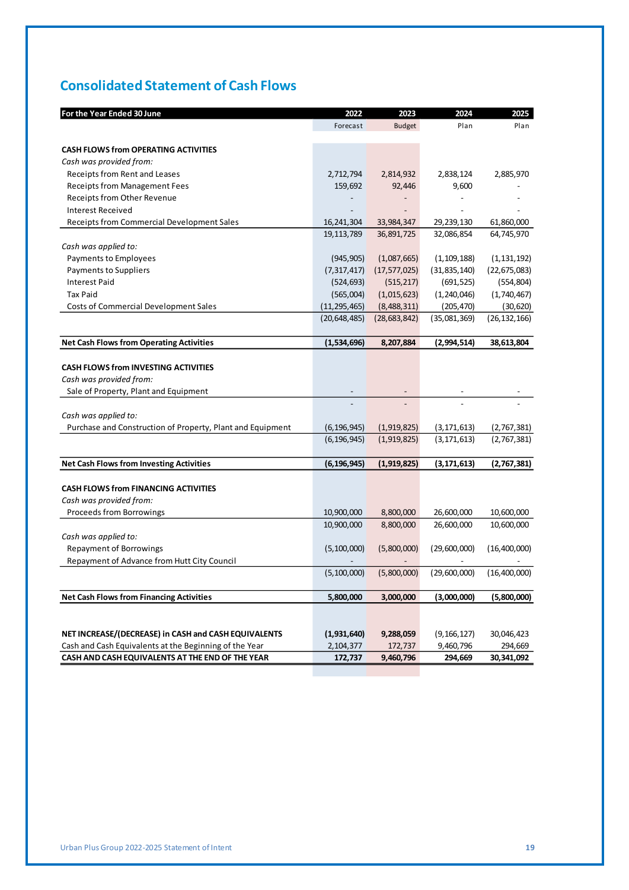## Consolidated Statement of Cash Flows

| For the Year Ended 30 June | 2022 | 2023 | 2024 | 2025 |
|---|---|---|---|---|
| | Forecast | Budget | Plan | Plan |
| **CASH FLOWS from OPERATING ACTIVITIES** | | | | |
| *Cash was provided from:* | | | | |
| Receipts from Rent and Leases | 2,712,794 | 2,814,932 | 2,838,124 | 2,885,970 |
| Receipts from Management Fees | 159,692 | 92,446 | 9,600 | - |
| Receipts from Other Revenue | - | - | - | - |
| Interest Received | - | - | - | - |
| Receipts from Commercial Development Sales | 16,241,304 | 33,984,347 | 29,239,130 | 61,860,000 |
| | 19,113,789 | 36,891,725 | 32,086,854 | 64,745,970 |
| *Cash was applied to:* | | | | |
| Payments to Employees | (945,905) | (1,087,665) | (1,109,188) | (1,131,192) |
| Payments to Suppliers | (7,317,417) | (17,577,025) | (31,835,140) | (22,675,083) |
| Interest Paid | (524,693) | (515,217) | (691,525) | (554,804) |
| Tax Paid | (565,004) | (1,015,623) | (1,240,046) | (1,740,467) |
| Costs of Commercial Development Sales | (11,295,465) | (8,488,311) | (205,470) | (30,620) |
| | (20,648,485) | (28,683,842) | (35,081,369) | (26,132,166) |
| **Net Cash Flows from Operating Activities** | **(1,534,696)** | **8,207,884** | **(2,994,514)** | **38,613,804** |
| **CASH FLOWS from INVESTING ACTIVITIES** | | | | |
| *Cash was provided from:* | | | | |
| Sale of Property, Plant and Equipment | - | - | - | - |
| | - | - | - | - |
| *Cash was applied to:* | | | | |
| Purchase and Construction of Property, Plant and Equipment | (6,196,945) | (1,919,825) | (3,171,613) | (2,767,381) |
| | (6,196,945) | (1,919,825) | (3,171,613) | (2,767,381) |
| **Net Cash Flows from Investing Activities** | **(6,196,945)** | **(1,919,825)** | **(3,171,613)** | **(2,767,381)** |
| **CASH FLOWS from FINANCING ACTIVITIES** | | | | |
| *Cash was provided from:* | | | | |
| Proceeds from Borrowings | 10,900,000 | 8,800,000 | 26,600,000 | 10,600,000 |
| | 10,900,000 | 8,800,000 | 26,600,000 | 10,600,000 |
| *Cash was applied to:* | | | | |
| Repayment of Borrowings | (5,100,000) | (5,800,000) | (29,600,000) | (16,400,000) |
| Repayment of Advance from Hutt City Council | - | - | - | - |
| | (5,100,000) | (5,800,000) | (29,600,000) | (16,400,000) |
| **Net Cash Flows from Financing Activities** | **5,800,000** | **3,000,000** | **(3,000,000)** | **(5,800,000)** |
| **NET INCREASE/(DECREASE) in CASH and CASH EQUIVALENTS** | **(1,931,640)** | **9,288,059** | (9,166,127) | 30,046,423 |
| Cash and Cash Equivalents at the Beginning of the Year | 2,104,377 | 172,737 | 9,460,796 | 294,669 |
| **CASH AND CASH EQUIVALENTS AT THE END OF THE YEAR** | **172,737** | **9,460,796** | **294,669** | **30,341,092** |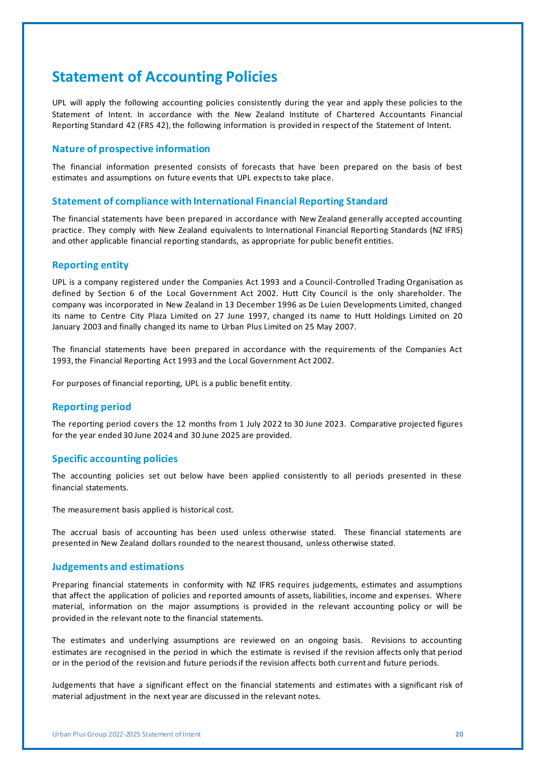# Statement of Accounting Policies

UPL will apply the following accounting policies consistently during the year and apply these policies to the Statement of Intent. In accordance with the New Zealand Institute of Chartered Accountants Financial Reporting Standard 42 (FRS 42), the following information is provided in respect of the Statement of Intent.

## Nature of prospective information

The financial information presented consists of forecasts that have been prepared on the basis of best estimates and assumptions on future events that UPL expects to take place.

## Statement of compliance with International Financial Reporting Standard

The financial statements have been prepared in accordance with New Zealand generally accepted accounting practice. They comply with New Zealand equivalents to International Financial Reporting Standards (NZ IFRS) and other applicable financial reporting standards, as appropriate for public benefit entities.

## Reporting entity

UPL is a company registered under the Companies Act 1993 and a Council-Controlled Trading Organisation as defined by Section 6 of the Local Government Act 2002. Hutt City Council is the only shareholder. The company was incorporated in New Zealand in 13 December 1996 as De Luien Developments Limited, changed its name to Centre City Plaza Limited on 27 June 1997, changed its name to Hutt Holdings Limited on 20 January 2003 and finally changed its name to Urban Plus Limited on 25 May 2007.

The financial statements have been prepared in accordance with the requirements of the Companies Act 1993, the Financial Reporting Act 1993 and the Local Government Act 2002.

For purposes of financial reporting, UPL is a public benefit entity.

## Reporting period

The reporting period covers the 12 months from 1 July 2022 to 30 June 2023. Comparative projected figures for the year ended 30 June 2024 and 30 June 2025 are provided.

## Specific accounting policies

The accounting policies set out below have been applied consistently to all periods presented in these financial statements.

The measurement basis applied is historical cost.

The accrual basis of accounting has been used unless otherwise stated. These financial statements are presented in New Zealand dollars rounded to the nearest thousand, unless otherwise stated.

## Judgements and estimations

Preparing financial statements in conformity with NZ IFRS requires judgements, estimates and assumptions that affect the application of policies and reported amounts of assets, liabilities, income and expenses. Where material, information on the major assumptions is provided in the relevant accounting policy or will be provided in the relevant note to the financial statements.

The estimates and underlying assumptions are reviewed on an ongoing basis. Revisions to accounting estimates are recognised in the period in which the estimate is revised if the revision affects only that period or in the period of the revision and future periods if the revision affects both current and future periods.

Judgements that have a significant effect on the financial statements and estimates with a significant risk of material adjustment in the next year are discussed in the relevant notes.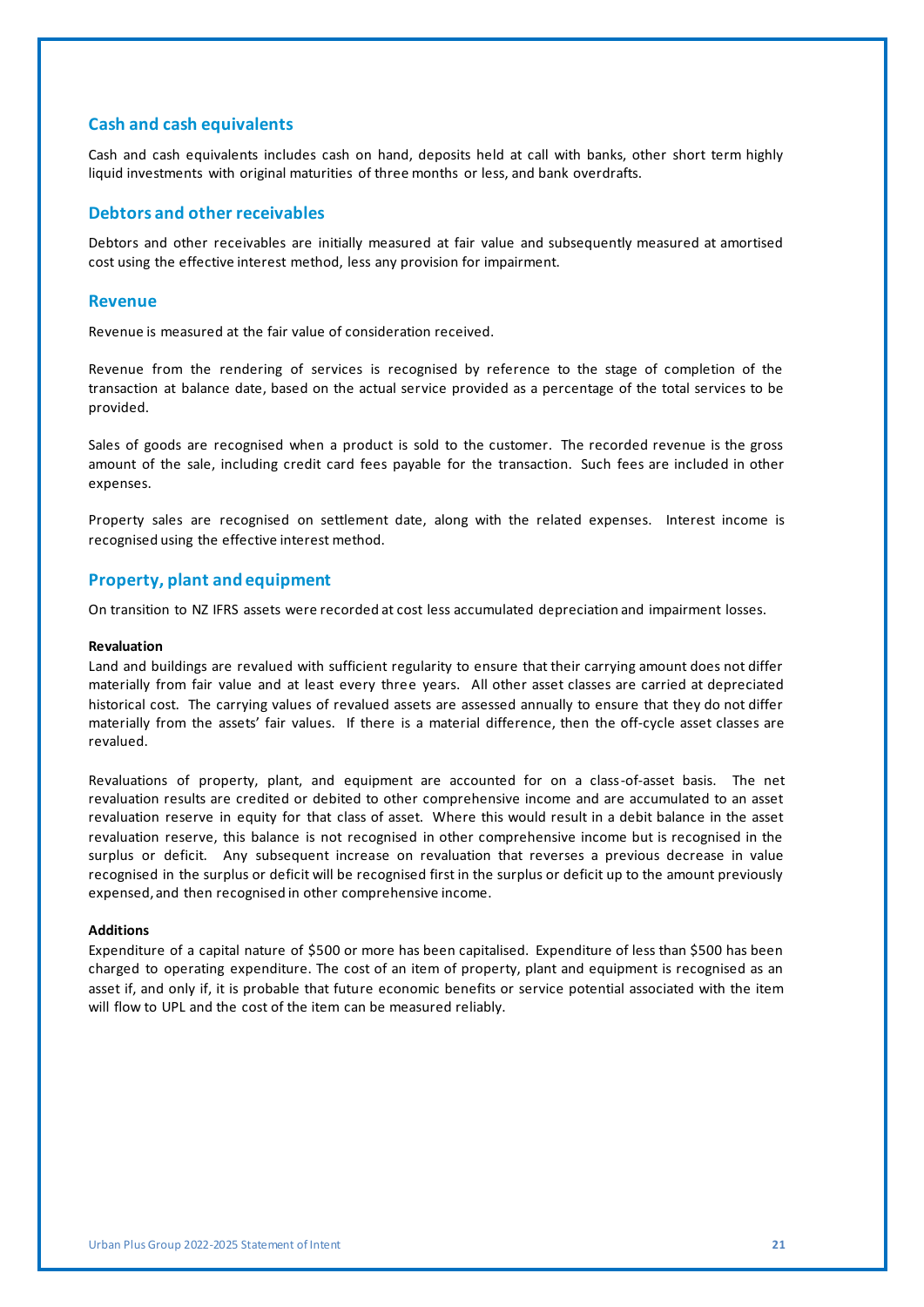## Cash and cash equivalents

Cash and cash equivalents includes cash on hand, deposits held at call with banks, other short term highly liquid investments with original maturities of three months or less, and bank overdrafts.

## Debtors and other receivables

Debtors and other receivables are initially measured at fair value and subsequently measured at amortised cost using the effective interest method, less any provision for impairment.

## Revenue

Revenue is measured at the fair value of consideration received.

Revenue from the rendering of services is recognised by reference to the stage of completion of the transaction at balance date, based on the actual service provided as a percentage of the total services to be provided.

Sales of goods are recognised when a product is sold to the customer. The recorded revenue is the gross amount of the sale, including credit card fees payable for the transaction. Such fees are included in other expenses.

Property sales are recognised on settlement date, along with the related expenses. Interest income is recognised using the effective interest method.

## Property, plant and equipment

On transition to NZ IFRS assets were recorded at cost less accumulated depreciation and impairment losses.

**Revaluation**

Land and buildings are revalued with sufficient regularity to ensure that their carrying amount does not differ materially from fair value and at least every three years. All other asset classes are carried at depreciated historical cost. The carrying values of revalued assets are assessed annually to ensure that they do not differ materially from the assets' fair values. If there is a material difference, then the off-cycle asset classes are revalued.

Revaluations of property, plant, and equipment are accounted for on a class-of-asset basis. The net revaluation results are credited or debited to other comprehensive income and are accumulated to an asset revaluation reserve in equity for that class of asset. Where this would result in a debit balance in the asset revaluation reserve, this balance is not recognised in other comprehensive income but is recognised in the surplus or deficit. Any subsequent increase on revaluation that reverses a previous decrease in value recognised in the surplus or deficit will be recognised first in the surplus or deficit up to the amount previously expensed, and then recognised in other comprehensive income.

**Additions**

Expenditure of a capital nature of $500 or more has been capitalised. Expenditure of less than $500 has been charged to operating expenditure. The cost of an item of property, plant and equipment is recognised as an asset if, and only if, it is probable that future economic benefits or service potential associated with the item will flow to UPL and the cost of the item can be measured reliably.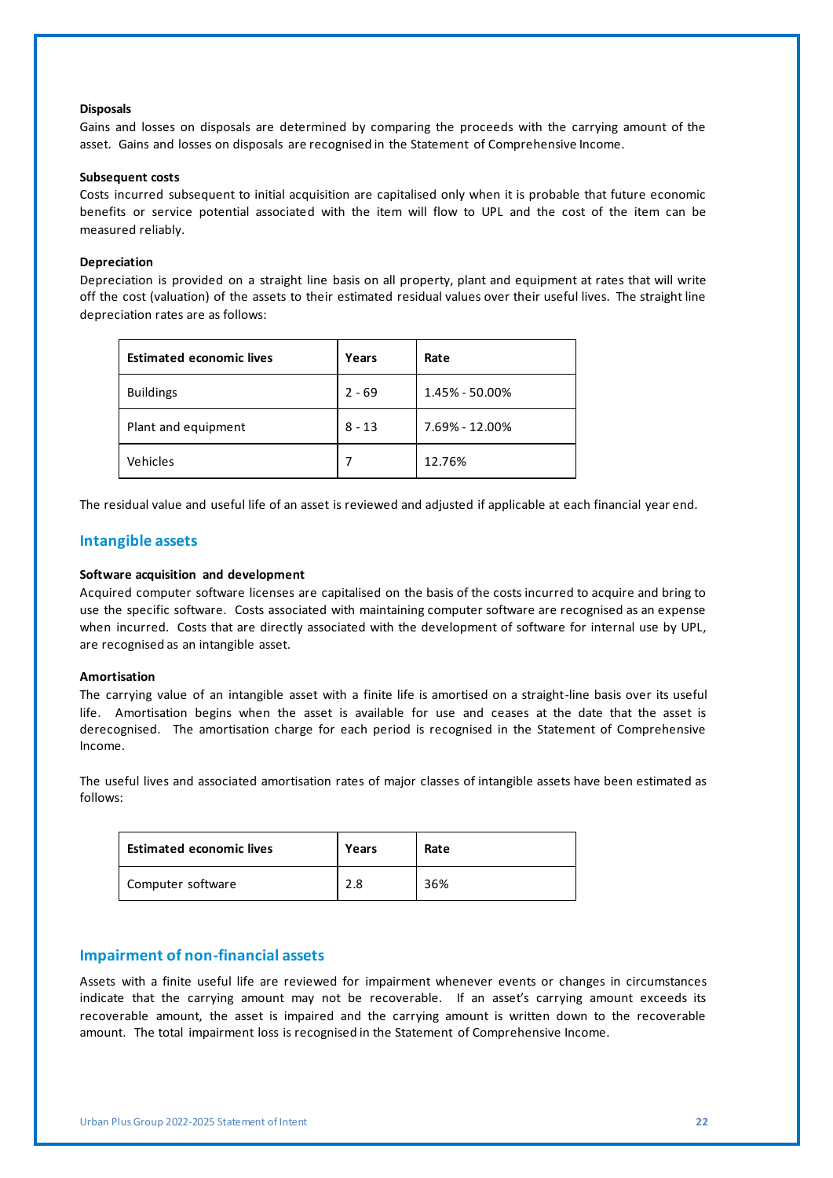**Disposals**

Gains and losses on disposals are determined by comparing the proceeds with the carrying amount of the asset. Gains and losses on disposals are recognised in the Statement of Comprehensive Income.

**Subsequent costs**

Costs incurred subsequent to initial acquisition are capitalised only when it is probable that future economic benefits or service potential associated with the item will flow to UPL and the cost of the item can be measured reliably.

**Depreciation**

Depreciation is provided on a straight line basis on all property, plant and equipment at rates that will write off the cost (valuation) of the assets to their estimated residual values over their useful lives. The straight line depreciation rates are as follows:

| Estimated economic lives | Years | Rate |
|---|---|---|
| Buildings | 2 - 69 | 1.45% - 50.00% |
| Plant and equipment | 8 - 13 | 7.69% - 12.00% |
| Vehicles | 7 | 12.76% |

The residual value and useful life of an asset is reviewed and adjusted if applicable at each financial year end.

## Intangible assets

**Software acquisition and development**

Acquired computer software licenses are capitalised on the basis of the costs incurred to acquire and bring to use the specific software. Costs associated with maintaining computer software are recognised as an expense when incurred. Costs that are directly associated with the development of software for internal use by UPL, are recognised as an intangible asset.

**Amortisation**

The carrying value of an intangible asset with a finite life is amortised on a straight-line basis over its useful life. Amortisation begins when the asset is available for use and ceases at the date that the asset is derecognised. The amortisation charge for each period is recognised in the Statement of Comprehensive Income.

The useful lives and associated amortisation rates of major classes of intangible assets have been estimated as follows:

| Estimated economic lives | Years | Rate |
|---|---|---|
| Computer software | 2.8 | 36% |

## Impairment of non-financial assets

Assets with a finite useful life are reviewed for impairment whenever events or changes in circumstances indicate that the carrying amount may not be recoverable. If an asset's carrying amount exceeds its recoverable amount, the asset is impaired and the carrying amount is written down to the recoverable amount. The total impairment loss is recognised in the Statement of Comprehensive Income.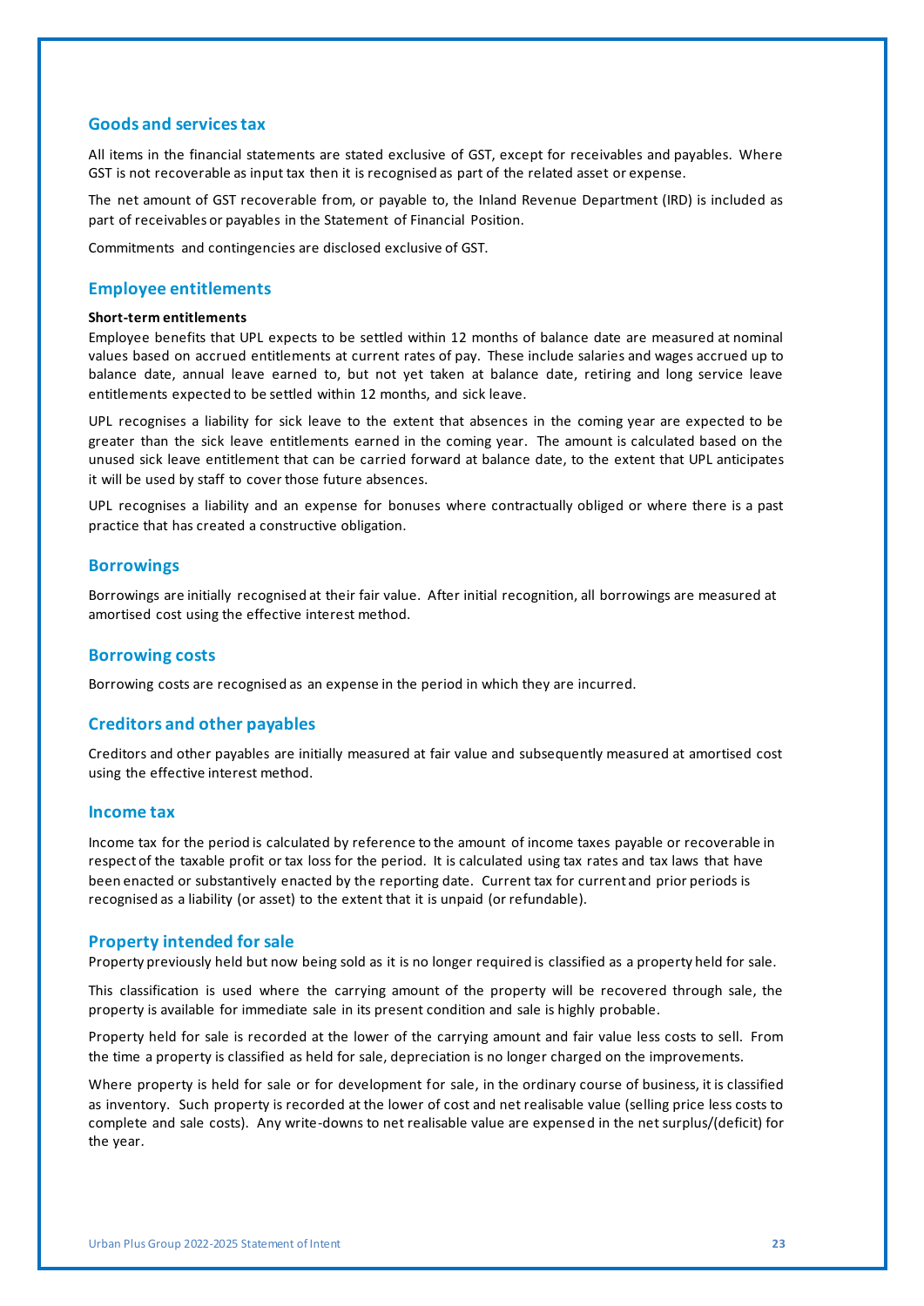## Goods and services tax

All items in the financial statements are stated exclusive of GST, except for receivables and payables. Where GST is not recoverable as input tax then it is recognised as part of the related asset or expense.

The net amount of GST recoverable from, or payable to, the Inland Revenue Department (IRD) is included as part of receivables or payables in the Statement of Financial Position.

Commitments and contingencies are disclosed exclusive of GST.

## Employee entitlements

**Short-term entitlements**

Employee benefits that UPL expects to be settled within 12 months of balance date are measured at nominal values based on accrued entitlements at current rates of pay. These include salaries and wages accrued up to balance date, annual leave earned to, but not yet taken at balance date, retiring and long service leave entitlements expected to be settled within 12 months, and sick leave.

UPL recognises a liability for sick leave to the extent that absences in the coming year are expected to be greater than the sick leave entitlements earned in the coming year. The amount is calculated based on the unused sick leave entitlement that can be carried forward at balance date, to the extent that UPL anticipates it will be used by staff to cover those future absences.

UPL recognises a liability and an expense for bonuses where contractually obliged or where there is a past practice that has created a constructive obligation.

## Borrowings

Borrowings are initially recognised at their fair value. After initial recognition, all borrowings are measured at amortised cost using the effective interest method.

## Borrowing costs

Borrowing costs are recognised as an expense in the period in which they are incurred.

## Creditors and other payables

Creditors and other payables are initially measured at fair value and subsequently measured at amortised cost using the effective interest method.

## Income tax

Income tax for the period is calculated by reference to the amount of income taxes payable or recoverable in respect of the taxable profit or tax loss for the period. It is calculated using tax rates and tax laws that have been enacted or substantively enacted by the reporting date. Current tax for current and prior periods is recognised as a liability (or asset) to the extent that it is unpaid (or refundable).

## Property intended for sale

Property previously held but now being sold as it is no longer required is classified as a property held for sale.

This classification is used where the carrying amount of the property will be recovered through sale, the property is available for immediate sale in its present condition and sale is highly probable.

Property held for sale is recorded at the lower of the carrying amount and fair value less costs to sell. From the time a property is classified as held for sale, depreciation is no longer charged on the improvements.

Where property is held for sale or for development for sale, in the ordinary course of business, it is classified as inventory. Such property is recorded at the lower of cost and net realisable value (selling price less costs to complete and sale costs). Any write-downs to net realisable value are expensed in the net surplus/(deficit) for the year.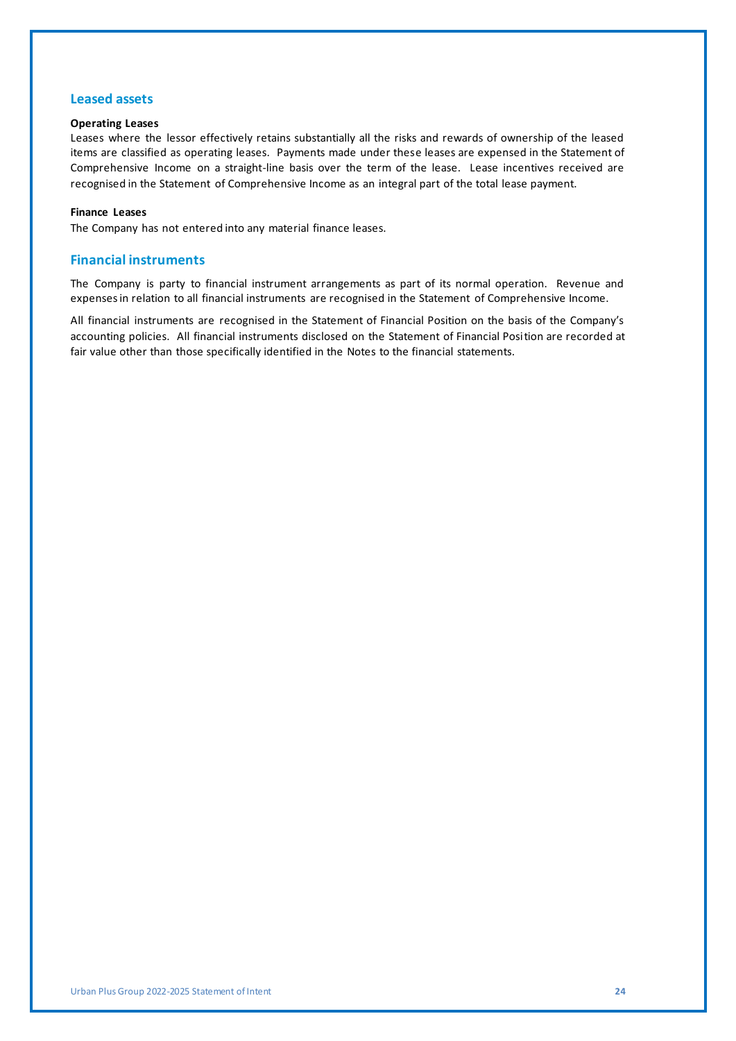## Leased assets

**Operating Leases**

Leases where the lessor effectively retains substantially all the risks and rewards of ownership of the leased items are classified as operating leases. Payments made under these leases are expensed in the Statement of Comprehensive Income on a straight-line basis over the term of the lease. Lease incentives received are recognised in the Statement of Comprehensive Income as an integral part of the total lease payment.

**Finance Leases**

The Company has not entered into any material finance leases.

## Financial instruments

The Company is party to financial instrument arrangements as part of its normal operation. Revenue and expenses in relation to all financial instruments are recognised in the Statement of Comprehensive Income.

All financial instruments are recognised in the Statement of Financial Position on the basis of the Company's accounting policies. All financial instruments disclosed on the Statement of Financial Position are recorded at fair value other than those specifically identified in the Notes to the financial statements.